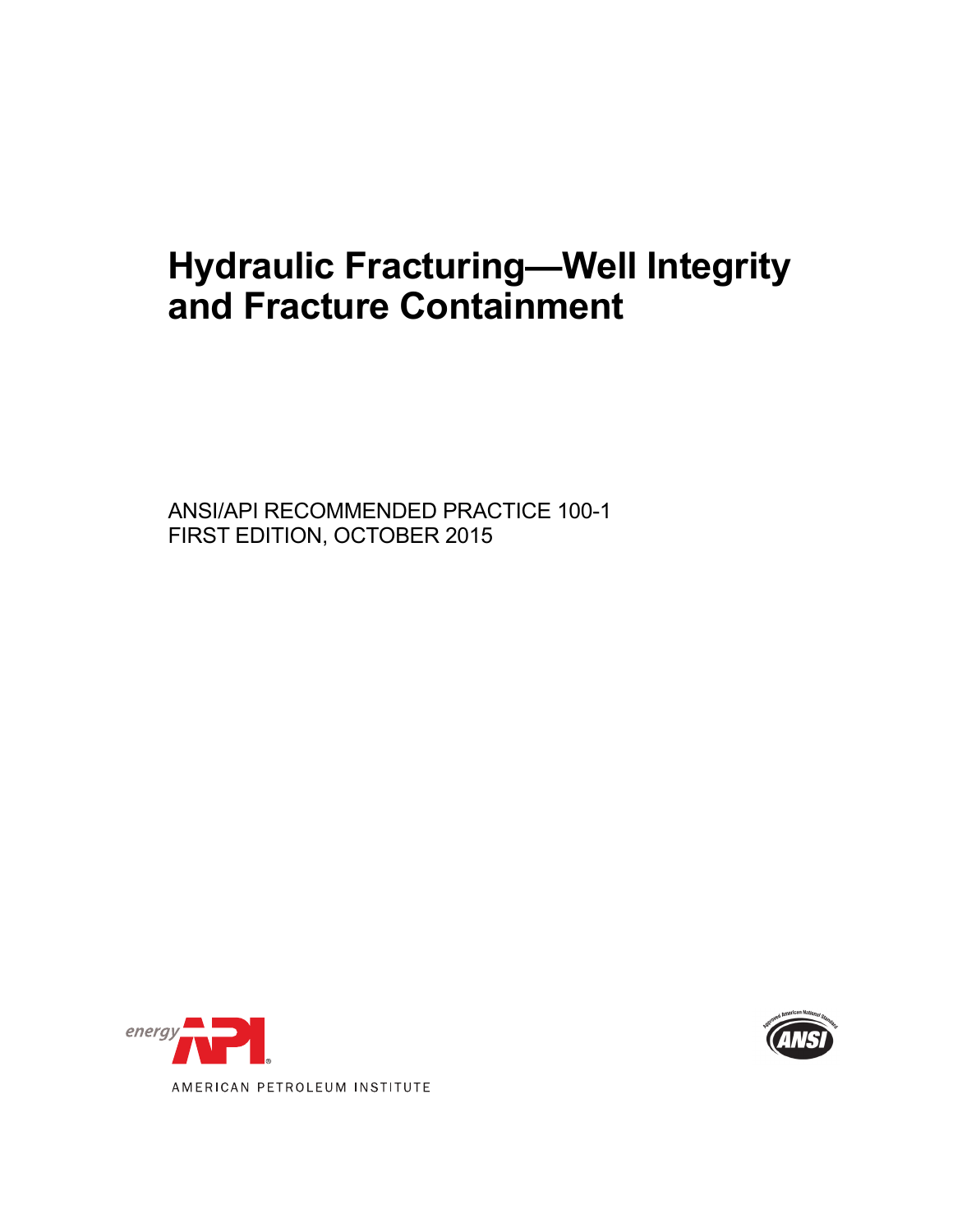# Hydraulic Fracturing—Well Integrity and Fracture Containment

ANSI/API RECOMMENDED PRACTICE 100-1
FIRST EDITION, OCTOBER 2015

AMERICAN PETROLEUM INSTITUTE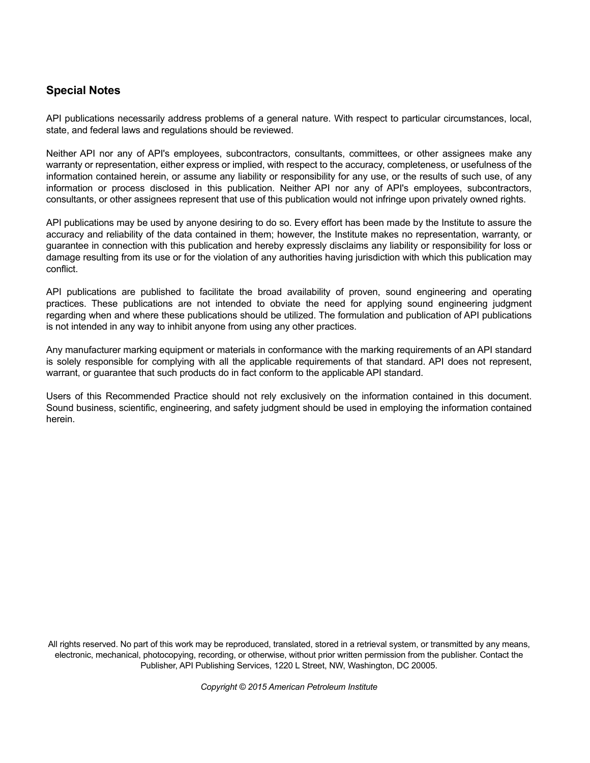## Special Notes

API publications necessarily address problems of a general nature. With respect to particular circumstances, local, state, and federal laws and regulations should be reviewed.

Neither API nor any of API's employees, subcontractors, consultants, committees, or other assignees make any warranty or representation, either express or implied, with respect to the accuracy, completeness, or usefulness of the information contained herein, or assume any liability or responsibility for any use, or the results of such use, of any information or process disclosed in this publication. Neither API nor any of API's employees, subcontractors, consultants, or other assignees represent that use of this publication would not infringe upon privately owned rights.

API publications may be used by anyone desiring to do so. Every effort has been made by the Institute to assure the accuracy and reliability of the data contained in them; however, the Institute makes no representation, warranty, or guarantee in connection with this publication and hereby expressly disclaims any liability or responsibility for loss or damage resulting from its use or for the violation of any authorities having jurisdiction with which this publication may conflict.

API publications are published to facilitate the broad availability of proven, sound engineering and operating practices. These publications are not intended to obviate the need for applying sound engineering judgment regarding when and where these publications should be utilized. The formulation and publication of API publications is not intended in any way to inhibit anyone from using any other practices.

Any manufacturer marking equipment or materials in conformance with the marking requirements of an API standard is solely responsible for complying with all the applicable requirements of that standard. API does not represent, warrant, or guarantee that such products do in fact conform to the applicable API standard.

Users of this Recommended Practice should not rely exclusively on the information contained in this document. Sound business, scientific, engineering, and safety judgment should be used in employing the information contained herein.

All rights reserved. No part of this work may be reproduced, translated, stored in a retrieval system, or transmitted by any means, electronic, mechanical, photocopying, recording, or otherwise, without prior written permission from the publisher. Contact the Publisher, API Publishing Services, 1220 L Street, NW, Washington, DC 20005.

*Copyright © 2015 American Petroleum Institute*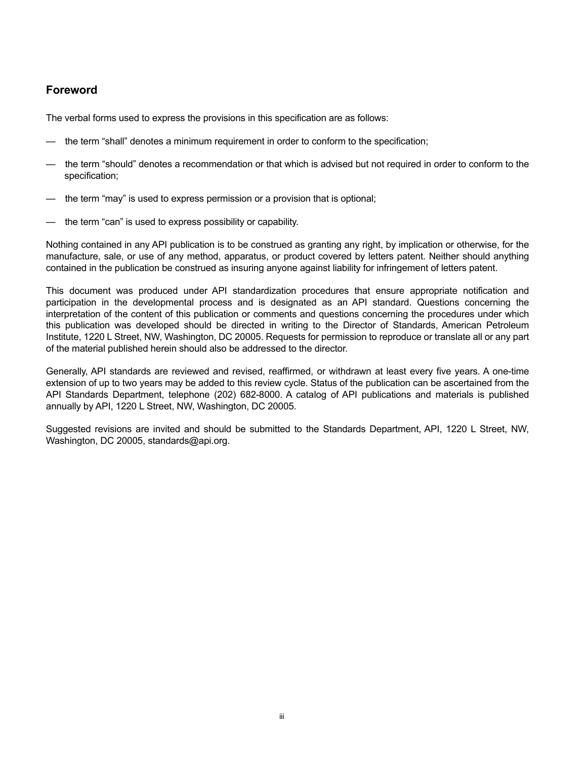## Foreword

The verbal forms used to express the provisions in this specification are as follows:

- the term “shall” denotes a minimum requirement in order to conform to the specification;
- the term “should” denotes a recommendation or that which is advised but not required in order to conform to the specification;
- the term “may” is used to express permission or a provision that is optional;
- the term “can” is used to express possibility or capability.

Nothing contained in any API publication is to be construed as granting any right, by implication or otherwise, for the manufacture, sale, or use of any method, apparatus, or product covered by letters patent. Neither should anything contained in the publication be construed as insuring anyone against liability for infringement of letters patent.

This document was produced under API standardization procedures that ensure appropriate notification and participation in the developmental process and is designated as an API standard. Questions concerning the interpretation of the content of this publication or comments and questions concerning the procedures under which this publication was developed should be directed in writing to the Director of Standards, American Petroleum Institute, 1220 L Street, NW, Washington, DC 20005. Requests for permission to reproduce or translate all or any part of the material published herein should also be addressed to the director.

Generally, API standards are reviewed and revised, reaffirmed, or withdrawn at least every five years. A one-time extension of up to two years may be added to this review cycle. Status of the publication can be ascertained from the API Standards Department, telephone (202) 682-8000. A catalog of API publications and materials is published annually by API, 1220 L Street, NW, Washington, DC 20005.

Suggested revisions are invited and should be submitted to the Standards Department, API, 1220 L Street, NW, Washington, DC 20005, standards@api.org.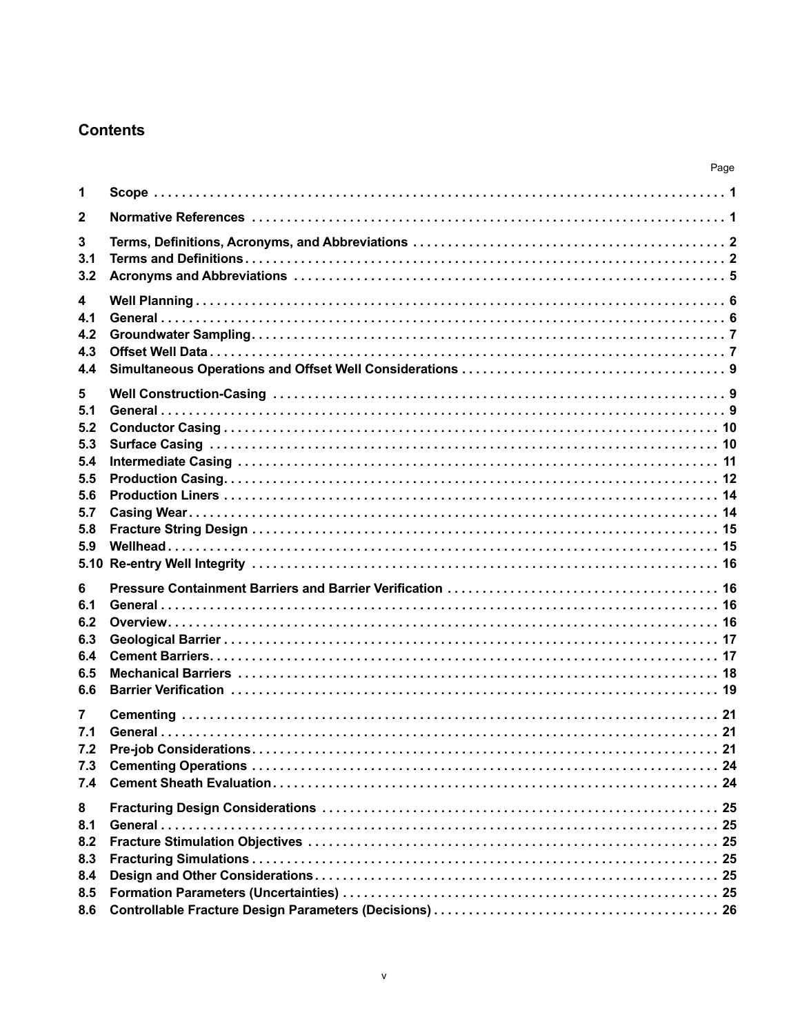## Contents

| | | Page |
|---|---|---|
| 1 | Scope | 1 |
| 2 | Normative References | 1 |
| 3 | Terms, Definitions, Acronyms, and Abbreviations | 2 |
| 3.1 | Terms and Definitions | 2 |
| 3.2 | Acronyms and Abbreviations | 5 |
| 4 | Well Planning | 6 |
| 4.1 | General | 6 |
| 4.2 | Groundwater Sampling | 7 |
| 4.3 | Offset Well Data | 7 |
| 4.4 | Simultaneous Operations and Offset Well Considerations | 9 |
| 5 | Well Construction-Casing | 9 |
| 5.1 | General | 9 |
| 5.2 | Conductor Casing | 10 |
| 5.3 | Surface Casing | 10 |
| 5.4 | Intermediate Casing | 11 |
| 5.5 | Production Casing | 12 |
| 5.6 | Production Liners | 14 |
| 5.7 | Casing Wear | 14 |
| 5.8 | Fracture String Design | 15 |
| 5.9 | Wellhead | 15 |
| 5.10 | Re-entry Well Integrity | 16 |
| 6 | Pressure Containment Barriers and Barrier Verification | 16 |
| 6.1 | General | 16 |
| 6.2 | Overview | 16 |
| 6.3 | Geological Barrier | 17 |
| 6.4 | Cement Barriers | 17 |
| 6.5 | Mechanical Barriers | 18 |
| 6.6 | Barrier Verification | 19 |
| 7 | Cementing | 21 |
| 7.1 | General | 21 |
| 7.2 | Pre-job Considerations | 21 |
| 7.3 | Cementing Operations | 24 |
| 7.4 | Cement Sheath Evaluation | 24 |
| 8 | Fracturing Design Considerations | 25 |
| 8.1 | General | 25 |
| 8.2 | Fracture Stimulation Objectives | 25 |
| 8.3 | Fracturing Simulations | 25 |
| 8.4 | Design and Other Considerations | 25 |
| 8.5 | Formation Parameters (Uncertainties) | 25 |
| 8.6 | Controllable Fracture Design Parameters (Decisions) | 26 |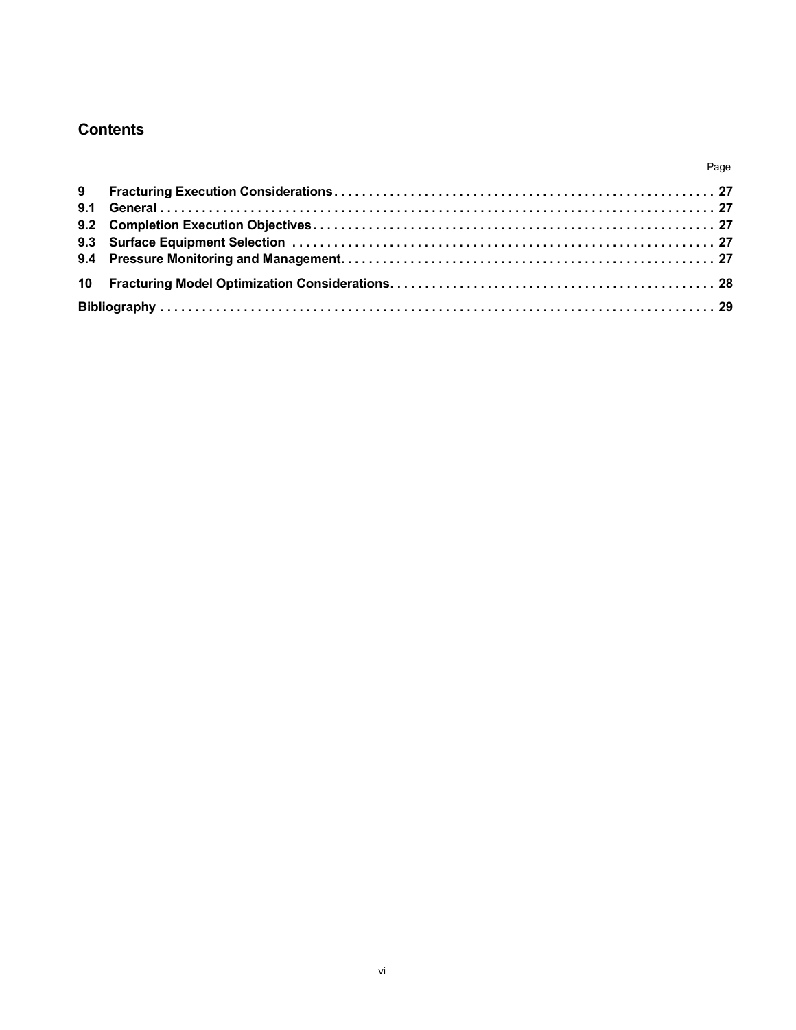## Contents

| | | Page |
|---|---|---|
| **9** | **Fracturing Execution Considerations** | **27** |
| **9.1** | **General** | **27** |
| **9.2** | **Completion Execution Objectives** | **27** |
| **9.3** | **Surface Equipment Selection** | **27** |
| **9.4** | **Pressure Monitoring and Management** | **27** |
| **10** | **Fracturing Model Optimization Considerations** | **28** |
| **Bibliography** | | **29** |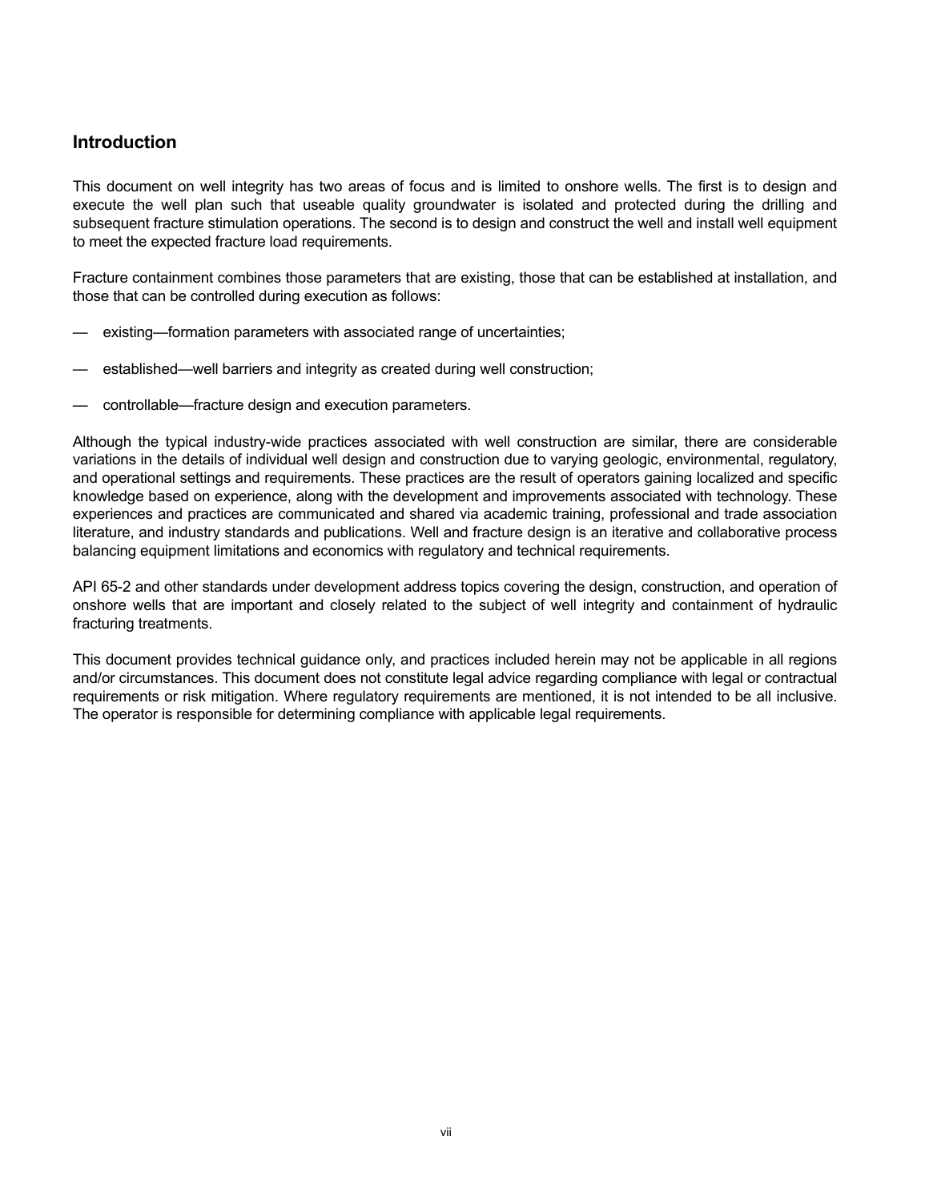## Introduction

This document on well integrity has two areas of focus and is limited to onshore wells. The first is to design and execute the well plan such that useable quality groundwater is isolated and protected during the drilling and subsequent fracture stimulation operations. The second is to design and construct the well and install well equipment to meet the expected fracture load requirements.

Fracture containment combines those parameters that are existing, those that can be established at installation, and those that can be controlled during execution as follows:

- existing—formation parameters with associated range of uncertainties;
- established—well barriers and integrity as created during well construction;
- controllable—fracture design and execution parameters.

Although the typical industry-wide practices associated with well construction are similar, there are considerable variations in the details of individual well design and construction due to varying geologic, environmental, regulatory, and operational settings and requirements. These practices are the result of operators gaining localized and specific knowledge based on experience, along with the development and improvements associated with technology. These experiences and practices are communicated and shared via academic training, professional and trade association literature, and industry standards and publications. Well and fracture design is an iterative and collaborative process balancing equipment limitations and economics with regulatory and technical requirements.

API 65-2 and other standards under development address topics covering the design, construction, and operation of onshore wells that are important and closely related to the subject of well integrity and containment of hydraulic fracturing treatments.

This document provides technical guidance only, and practices included herein may not be applicable in all regions and/or circumstances. This document does not constitute legal advice regarding compliance with legal or contractual requirements or risk mitigation. Where regulatory requirements are mentioned, it is not intended to be all inclusive. The operator is responsible for determining compliance with applicable legal requirements.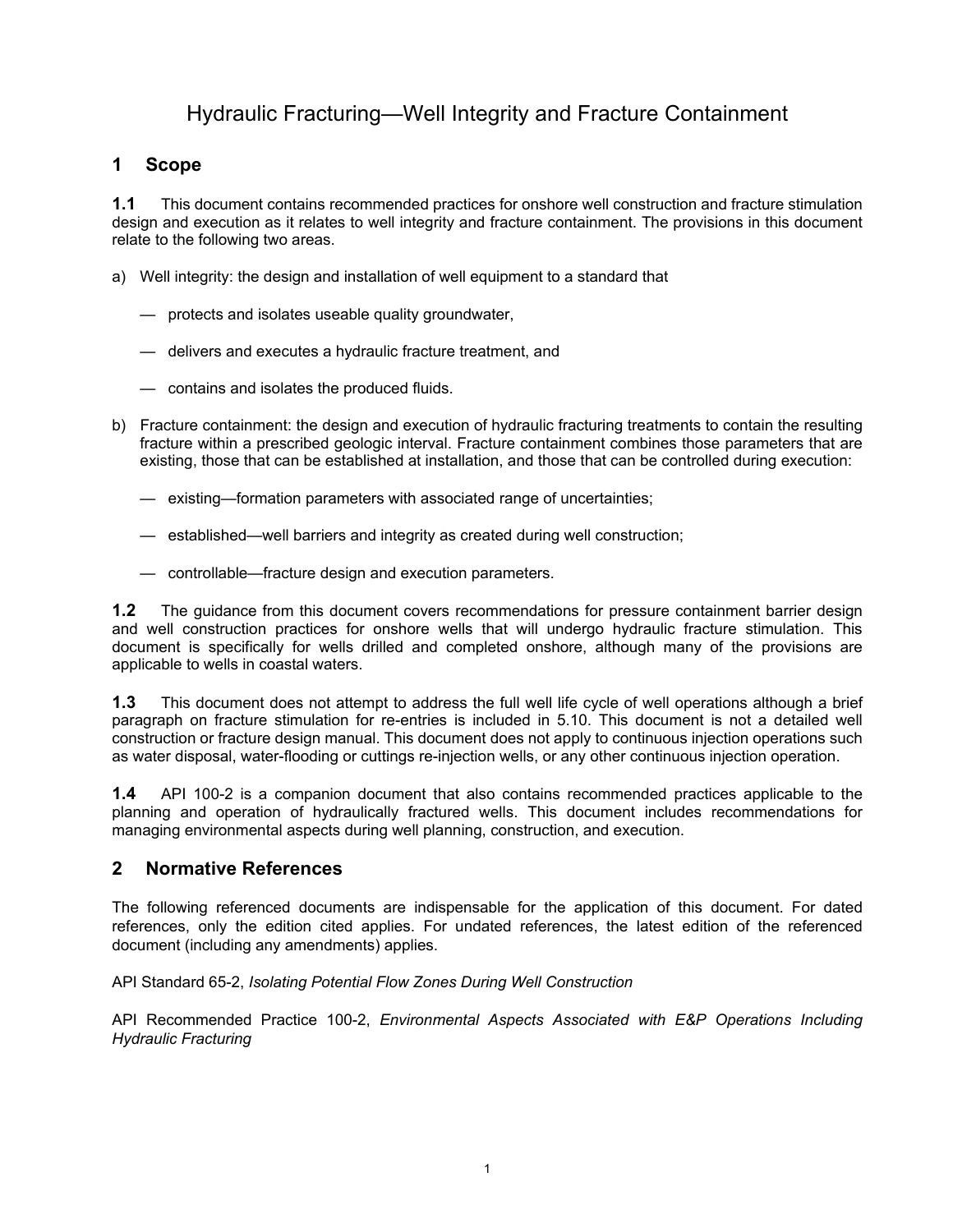# Hydraulic Fracturing—Well Integrity and Fracture Containment

## 1 Scope

**1.1** This document contains recommended practices for onshore well construction and fracture stimulation design and execution as it relates to well integrity and fracture containment. The provisions in this document relate to the following two areas.

a) Well integrity: the design and installation of well equipment to a standard that

- protects and isolates useable quality groundwater,
- delivers and executes a hydraulic fracture treatment, and
- contains and isolates the produced fluids.

b) Fracture containment: the design and execution of hydraulic fracturing treatments to contain the resulting fracture within a prescribed geologic interval. Fracture containment combines those parameters that are existing, those that can be established at installation, and those that can be controlled during execution:

- existing—formation parameters with associated range of uncertainties;
- established—well barriers and integrity as created during well construction;
- controllable—fracture design and execution parameters.

**1.2** The guidance from this document covers recommendations for pressure containment barrier design and well construction practices for onshore wells that will undergo hydraulic fracture stimulation. This document is specifically for wells drilled and completed onshore, although many of the provisions are applicable to wells in coastal waters.

**1.3** This document does not attempt to address the full well life cycle of well operations although a brief paragraph on fracture stimulation for re-entries is included in 5.10. This document is not a detailed well construction or fracture design manual. This document does not apply to continuous injection operations such as water disposal, water-flooding or cuttings re-injection wells, or any other continuous injection operation.

**1.4** API 100-2 is a companion document that also contains recommended practices applicable to the planning and operation of hydraulically fractured wells. This document includes recommendations for managing environmental aspects during well planning, construction, and execution.

## 2 Normative References

The following referenced documents are indispensable for the application of this document. For dated references, only the edition cited applies. For undated references, the latest edition of the referenced document (including any amendments) applies.

API Standard 65-2, *Isolating Potential Flow Zones During Well Construction*

API Recommended Practice 100-2, *Environmental Aspects Associated with E&P Operations Including Hydraulic Fracturing*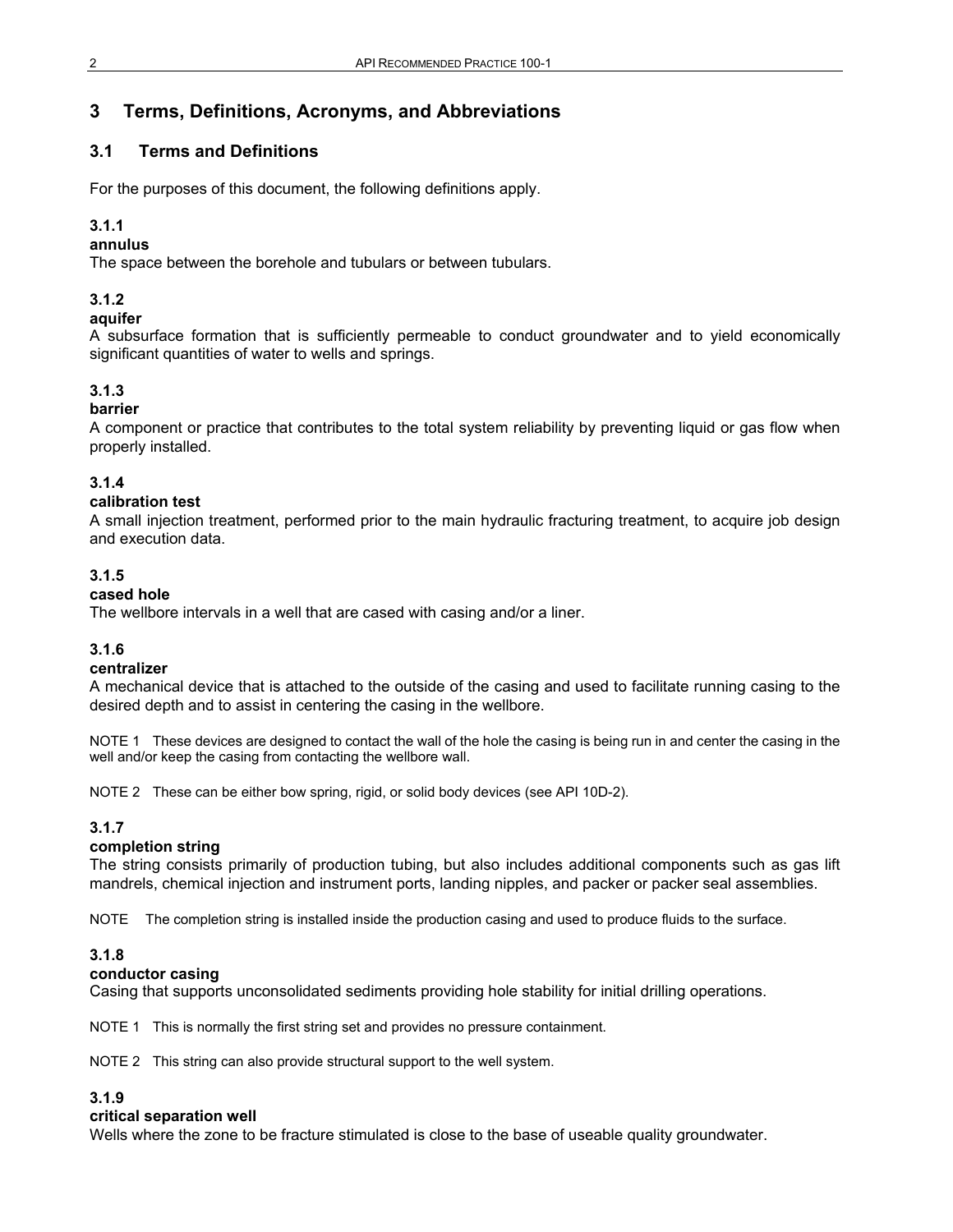# 3 Terms, Definitions, Acronyms, and Abbreviations

## 3.1 Terms and Definitions

For the purposes of this document, the following definitions apply.

### 3.1.1
**annulus**

The space between the borehole and tubulars or between tubulars.

### 3.1.2
**aquifer**

A subsurface formation that is sufficiently permeable to conduct groundwater and to yield economically significant quantities of water to wells and springs.

### 3.1.3
**barrier**

A component or practice that contributes to the total system reliability by preventing liquid or gas flow when properly installed.

### 3.1.4
**calibration test**

A small injection treatment, performed prior to the main hydraulic fracturing treatment, to acquire job design and execution data.

### 3.1.5
**cased hole**

The wellbore intervals in a well that are cased with casing and/or a liner.

### 3.1.6
**centralizer**

A mechanical device that is attached to the outside of the casing and used to facilitate running casing to the desired depth and to assist in centering the casing in the wellbore.

NOTE 1 These devices are designed to contact the wall of the hole the casing is being run in and center the casing in the well and/or keep the casing from contacting the wellbore wall.

NOTE 2 These can be either bow spring, rigid, or solid body devices (see API 10D-2).

### 3.1.7
**completion string**

The string consists primarily of production tubing, but also includes additional components such as gas lift mandrels, chemical injection and instrument ports, landing nipples, and packer or packer seal assemblies.

NOTE The completion string is installed inside the production casing and used to produce fluids to the surface.

### 3.1.8
**conductor casing**

Casing that supports unconsolidated sediments providing hole stability for initial drilling operations.

NOTE 1 This is normally the first string set and provides no pressure containment.

NOTE 2 This string can also provide structural support to the well system.

### 3.1.9
**critical separation well**

Wells where the zone to be fracture stimulated is close to the base of useable quality groundwater.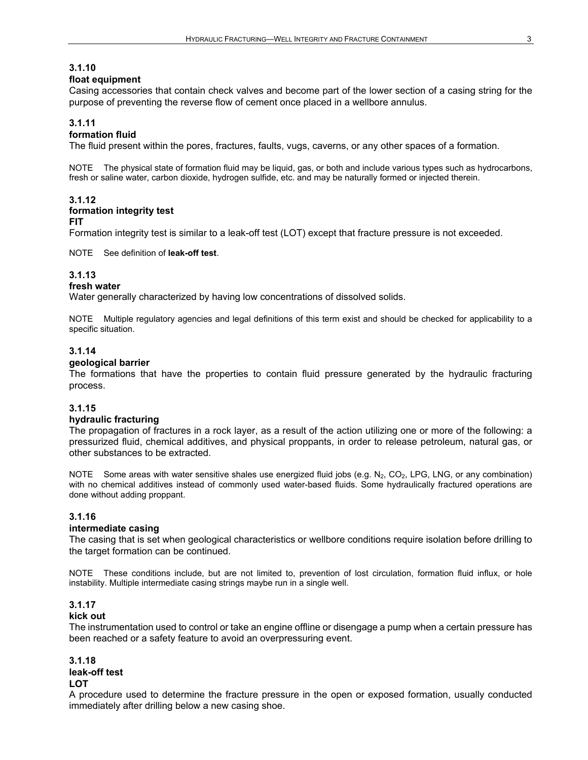### 3.1.10
**float equipment**

Casing accessories that contain check valves and become part of the lower section of a casing string for the purpose of preventing the reverse flow of cement once placed in a wellbore annulus.

### 3.1.11
**formation fluid**

The fluid present within the pores, fractures, faults, vugs, caverns, or any other spaces of a formation.

NOTE The physical state of formation fluid may be liquid, gas, or both and include various types such as hydrocarbons, fresh or saline water, carbon dioxide, hydrogen sulfide, etc. and may be naturally formed or injected therein.

### 3.1.12
**formation integrity test**
**FIT**

Formation integrity test is similar to a leak-off test (LOT) except that fracture pressure is not exceeded.

NOTE See definition of **leak-off test**.

### 3.1.13
**fresh water**

Water generally characterized by having low concentrations of dissolved solids.

NOTE Multiple regulatory agencies and legal definitions of this term exist and should be checked for applicability to a specific situation.

### 3.1.14
**geological barrier**

The formations that have the properties to contain fluid pressure generated by the hydraulic fracturing process.

### 3.1.15
**hydraulic fracturing**

The propagation of fractures in a rock layer, as a result of the action utilizing one or more of the following: a pressurized fluid, chemical additives, and physical proppants, in order to release petroleum, natural gas, or other substances to be extracted.

NOTE Some areas with water sensitive shales use energized fluid jobs (e.g. $N_2$, $CO_2$, LPG, LNG, or any combination) with no chemical additives instead of commonly used water-based fluids. Some hydraulically fractured operations are done without adding proppant.

### 3.1.16
**intermediate casing**

The casing that is set when geological characteristics or wellbore conditions require isolation before drilling to the target formation can be continued.

NOTE These conditions include, but are not limited to, prevention of lost circulation, formation fluid influx, or hole instability. Multiple intermediate casing strings maybe run in a single well.

### 3.1.17
**kick out**

The instrumentation used to control or take an engine offline or disengage a pump when a certain pressure has been reached or a safety feature to avoid an overpressuring event.

### 3.1.18
**leak-off test**
**LOT**

A procedure used to determine the fracture pressure in the open or exposed formation, usually conducted immediately after drilling below a new casing shoe.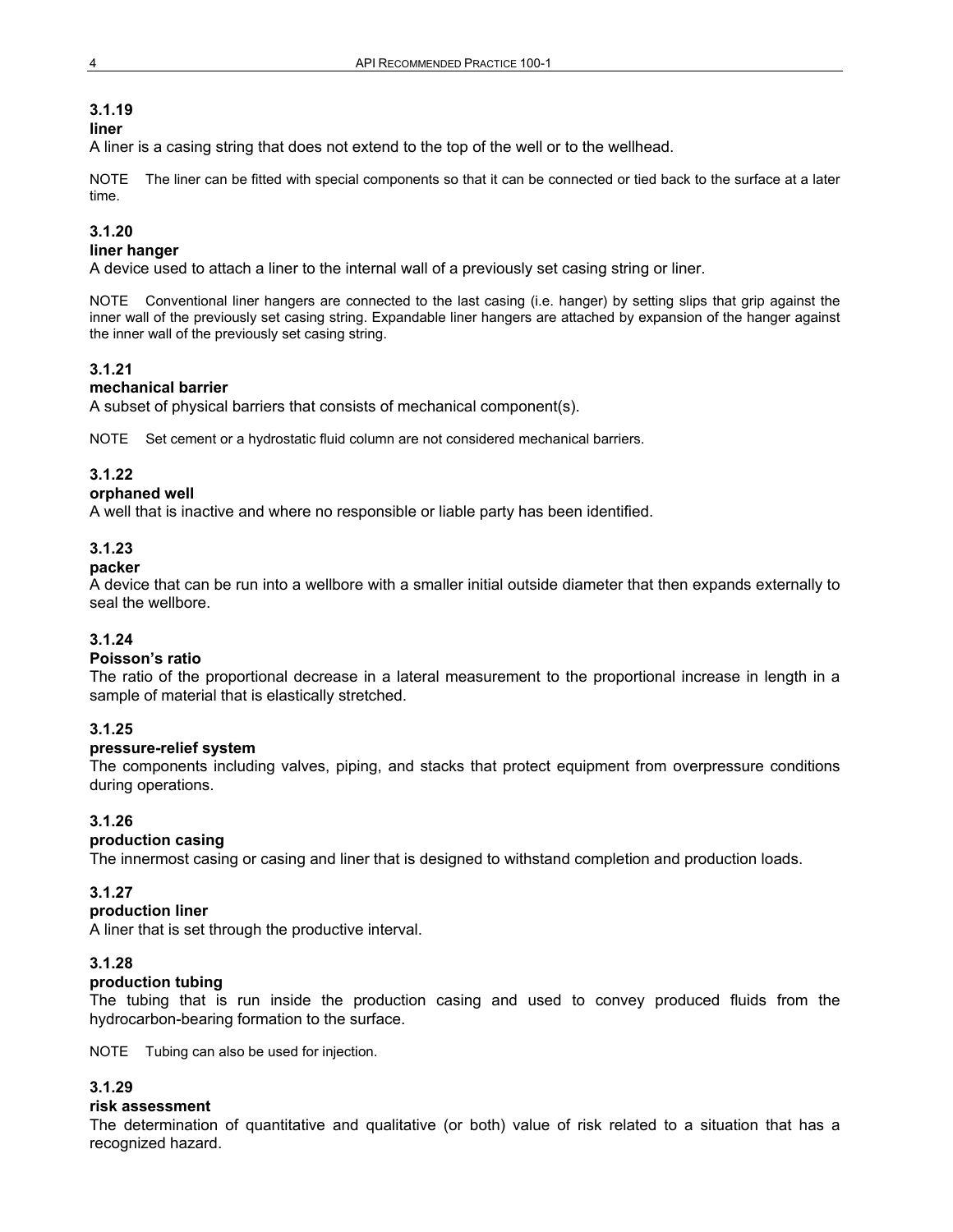### 3.1.19

**liner**

A liner is a casing string that does not extend to the top of the well or to the wellhead.

NOTE The liner can be fitted with special components so that it can be connected or tied back to the surface at a later time.

### 3.1.20

**liner hanger**

A device used to attach a liner to the internal wall of a previously set casing string or liner.

NOTE Conventional liner hangers are connected to the last casing (i.e. hanger) by setting slips that grip against the inner wall of the previously set casing string. Expandable liner hangers are attached by expansion of the hanger against the inner wall of the previously set casing string.

### 3.1.21

**mechanical barrier**

A subset of physical barriers that consists of mechanical component(s).

NOTE Set cement or a hydrostatic fluid column are not considered mechanical barriers.

### 3.1.22

**orphaned well**

A well that is inactive and where no responsible or liable party has been identified.

### 3.1.23

**packer**

A device that can be run into a wellbore with a smaller initial outside diameter that then expands externally to seal the wellbore.

### 3.1.24

**Poisson's ratio**

The ratio of the proportional decrease in a lateral measurement to the proportional increase in length in a sample of material that is elastically stretched.

### 3.1.25

**pressure-relief system**

The components including valves, piping, and stacks that protect equipment from overpressure conditions during operations.

### 3.1.26

**production casing**

The innermost casing or casing and liner that is designed to withstand completion and production loads.

### 3.1.27

**production liner**

A liner that is set through the productive interval.

### 3.1.28

**production tubing**

The tubing that is run inside the production casing and used to convey produced fluids from the hydrocarbon-bearing formation to the surface.

NOTE Tubing can also be used for injection.

### 3.1.29

**risk assessment**

The determination of quantitative and qualitative (or both) value of risk related to a situation that has a recognized hazard.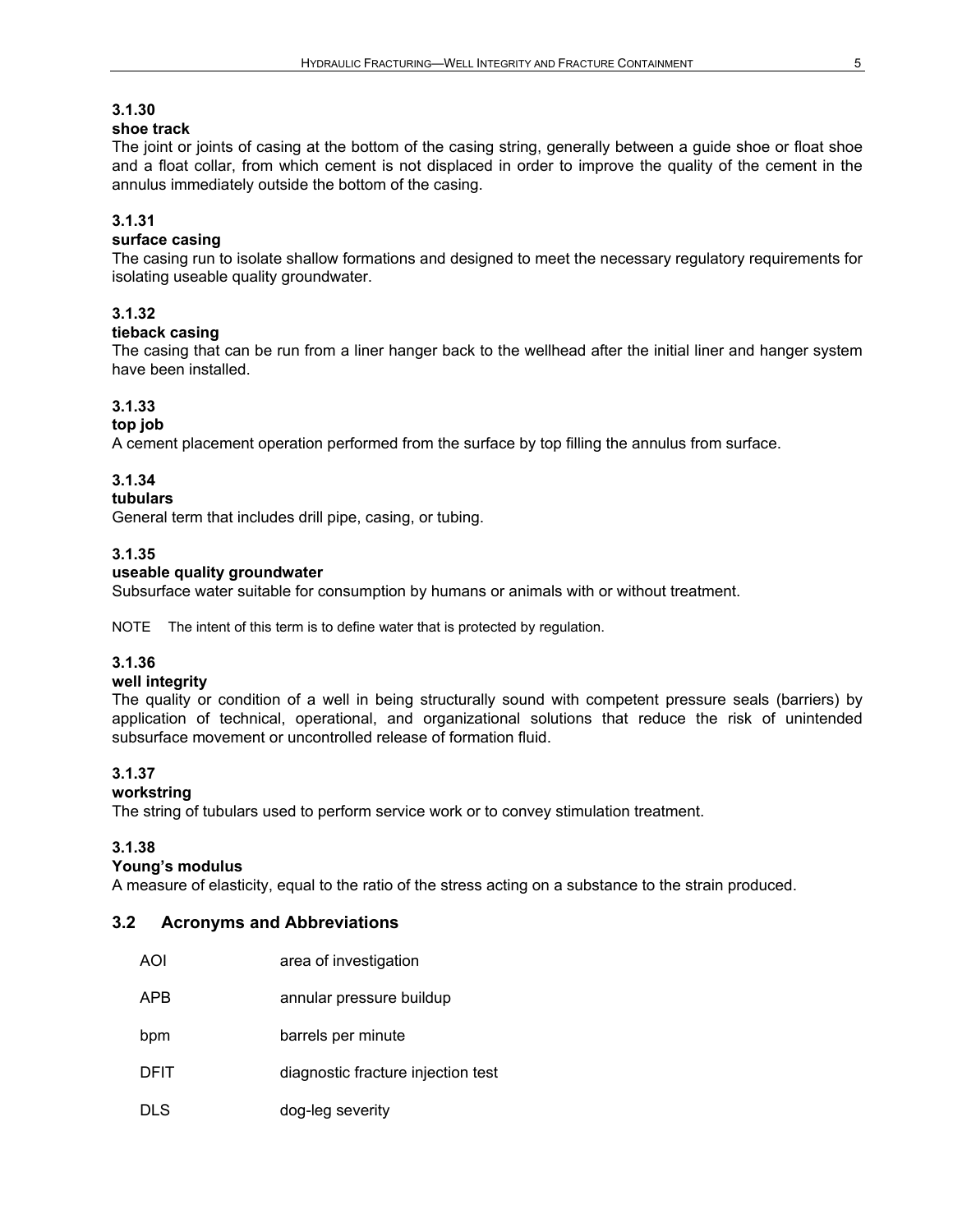**3.1.30**

**shoe track**

The joint or joints of casing at the bottom of the casing string, generally between a guide shoe or float shoe and a float collar, from which cement is not displaced in order to improve the quality of the cement in the annulus immediately outside the bottom of the casing.

**3.1.31**

**surface casing**

The casing run to isolate shallow formations and designed to meet the necessary regulatory requirements for isolating useable quality groundwater.

**3.1.32**

**tieback casing**

The casing that can be run from a liner hanger back to the wellhead after the initial liner and hanger system have been installed.

**3.1.33**

**top job**

A cement placement operation performed from the surface by top filling the annulus from surface.

**3.1.34**

**tubulars**

General term that includes drill pipe, casing, or tubing.

**3.1.35**

**useable quality groundwater**

Subsurface water suitable for consumption by humans or animals with or without treatment.

NOTE The intent of this term is to define water that is protected by regulation.

**3.1.36**

**well integrity**

The quality or condition of a well in being structurally sound with competent pressure seals (barriers) by application of technical, operational, and organizational solutions that reduce the risk of unintended subsurface movement or uncontrolled release of formation fluid.

**3.1.37**

**workstring**

The string of tubulars used to perform service work or to convey stimulation treatment.

**3.1.38**

**Young's modulus**

A measure of elasticity, equal to the ratio of the stress acting on a substance to the strain produced.

## 3.2 Acronyms and Abbreviations

| | |
|---|---|
| AOI | area of investigation |
| APB | annular pressure buildup |
| bpm | barrels per minute |
| DFIT | diagnostic fracture injection test |
| DLS | dog-leg severity |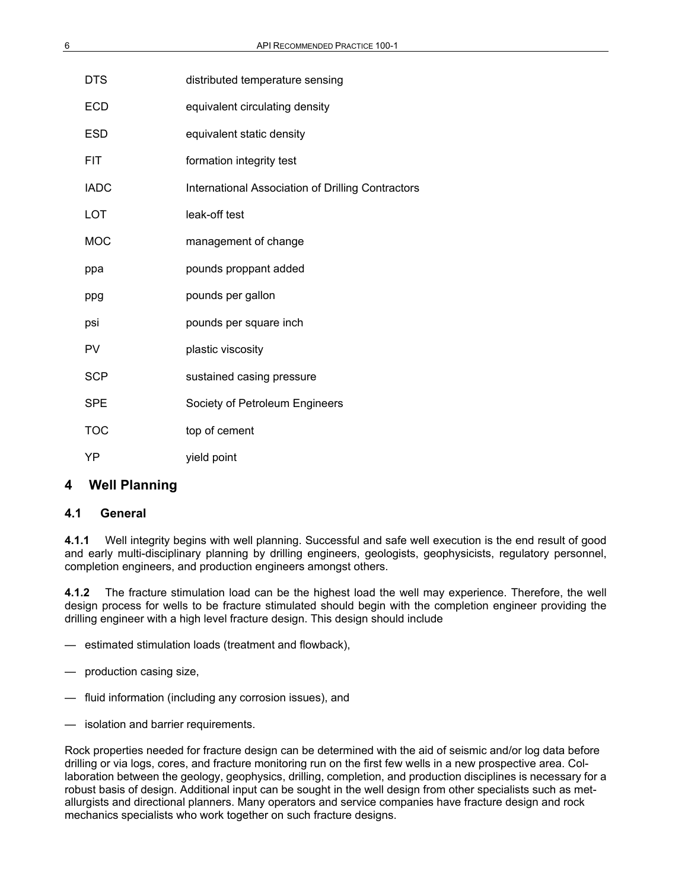| | |
|---|---|
| DTS | distributed temperature sensing |
| ECD | equivalent circulating density |
| ESD | equivalent static density |
| FIT | formation integrity test |
| IADC | International Association of Drilling Contractors |
| LOT | leak-off test |
| MOC | management of change |
| ppa | pounds proppant added |
| ppg | pounds per gallon |
| psi | pounds per square inch |
| PV | plastic viscosity |
| SCP | sustained casing pressure |
| SPE | Society of Petroleum Engineers |
| TOC | top of cement |
| YP | yield point |

# 4 Well Planning

## 4.1 General

**4.1.1** Well integrity begins with well planning. Successful and safe well execution is the end result of good and early multi-disciplinary planning by drilling engineers, geologists, geophysicists, regulatory personnel, completion engineers, and production engineers amongst others.

**4.1.2** The fracture stimulation load can be the highest load the well may experience. Therefore, the well design process for wells to be fracture stimulated should begin with the completion engineer providing the drilling engineer with a high level fracture design. This design should include

— estimated stimulation loads (treatment and flowback),

— production casing size,

— fluid information (including any corrosion issues), and

— isolation and barrier requirements.

Rock properties needed for fracture design can be determined with the aid of seismic and/or log data before drilling or via logs, cores, and fracture monitoring run on the first few wells in a new prospective area. Collaboration between the geology, geophysics, drilling, completion, and production disciplines is necessary for a robust basis of design. Additional input can be sought in the well design from other specialists such as metallurgists and directional planners. Many operators and service companies have fracture design and rock mechanics specialists who work together on such fracture designs.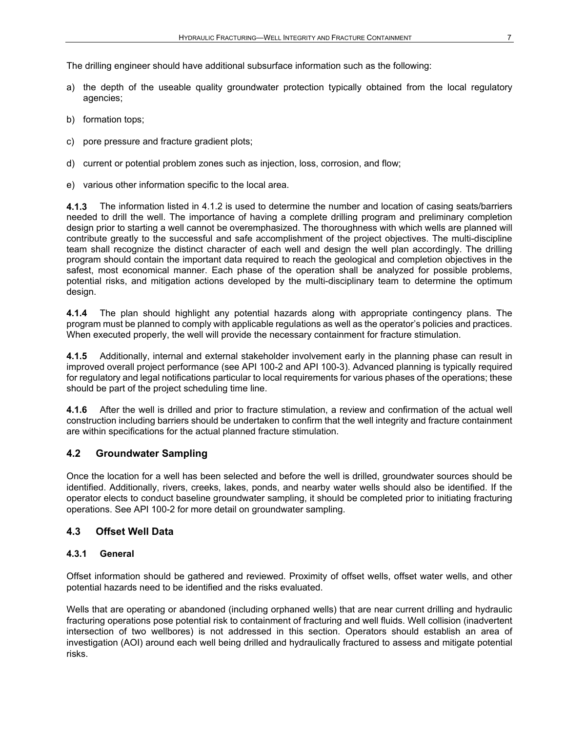The drilling engineer should have additional subsurface information such as the following:

a) the depth of the useable quality groundwater protection typically obtained from the local regulatory agencies;

b) formation tops;

c) pore pressure and fracture gradient plots;

d) current or potential problem zones such as injection, loss, corrosion, and flow;

e) various other information specific to the local area.

**4.1.3** The information listed in 4.1.2 is used to determine the number and location of casing seats/barriers needed to drill the well. The importance of having a complete drilling program and preliminary completion design prior to starting a well cannot be overemphasized. The thoroughness with which wells are planned will contribute greatly to the successful and safe accomplishment of the project objectives. The multi-discipline team shall recognize the distinct character of each well and design the well plan accordingly. The drilling program should contain the important data required to reach the geological and completion objectives in the safest, most economical manner. Each phase of the operation shall be analyzed for possible problems, potential risks, and mitigation actions developed by the multi-disciplinary team to determine the optimum design.

**4.1.4** The plan should highlight any potential hazards along with appropriate contingency plans. The program must be planned to comply with applicable regulations as well as the operator's policies and practices. When executed properly, the well will provide the necessary containment for fracture stimulation.

**4.1.5** Additionally, internal and external stakeholder involvement early in the planning phase can result in improved overall project performance (see API 100-2 and API 100-3). Advanced planning is typically required for regulatory and legal notifications particular to local requirements for various phases of the operations; these should be part of the project scheduling time line.

**4.1.6** After the well is drilled and prior to fracture stimulation, a review and confirmation of the actual well construction including barriers should be undertaken to confirm that the well integrity and fracture containment are within specifications for the actual planned fracture stimulation.

## 4.2 Groundwater Sampling

Once the location for a well has been selected and before the well is drilled, groundwater sources should be identified. Additionally, rivers, creeks, lakes, ponds, and nearby water wells should also be identified. If the operator elects to conduct baseline groundwater sampling, it should be completed prior to initiating fracturing operations. See API 100-2 for more detail on groundwater sampling.

## 4.3 Offset Well Data

### 4.3.1 General

Offset information should be gathered and reviewed. Proximity of offset wells, offset water wells, and other potential hazards need to be identified and the risks evaluated.

Wells that are operating or abandoned (including orphaned wells) that are near current drilling and hydraulic fracturing operations pose potential risk to containment of fracturing and well fluids. Well collision (inadvertent intersection of two wellbores) is not addressed in this section. Operators should establish an area of investigation (AOI) around each well being drilled and hydraulically fractured to assess and mitigate potential risks.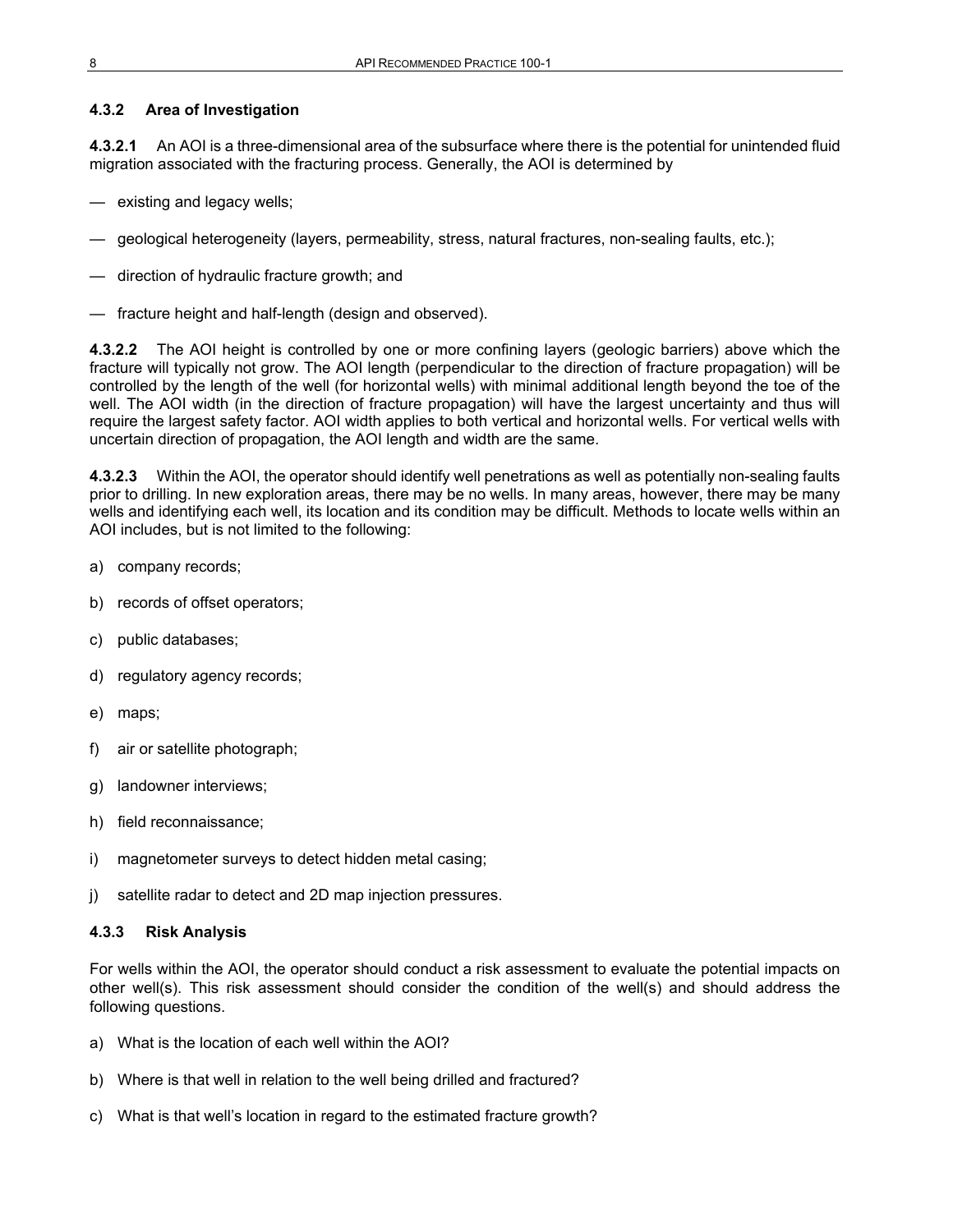### 4.3.2 Area of Investigation

**4.3.2.1** An AOI is a three-dimensional area of the subsurface where there is the potential for unintended fluid migration associated with the fracturing process. Generally, the AOI is determined by

— existing and legacy wells;

— geological heterogeneity (layers, permeability, stress, natural fractures, non-sealing faults, etc.);

— direction of hydraulic fracture growth; and

— fracture height and half-length (design and observed).

**4.3.2.2** The AOI height is controlled by one or more confining layers (geologic barriers) above which the fracture will typically not grow. The AOI length (perpendicular to the direction of fracture propagation) will be controlled by the length of the well (for horizontal wells) with minimal additional length beyond the toe of the well. The AOI width (in the direction of fracture propagation) will have the largest uncertainty and thus will require the largest safety factor. AOI width applies to both vertical and horizontal wells. For vertical wells with uncertain direction of propagation, the AOI length and width are the same.

**4.3.2.3** Within the AOI, the operator should identify well penetrations as well as potentially non-sealing faults prior to drilling. In new exploration areas, there may be no wells. In many areas, however, there may be many wells and identifying each well, its location and its condition may be difficult. Methods to locate wells within an AOI includes, but is not limited to the following:

a) company records;

b) records of offset operators;

c) public databases;

d) regulatory agency records;

e) maps;

f) air or satellite photograph;

g) landowner interviews;

h) field reconnaissance;

i) magnetometer surveys to detect hidden metal casing;

j) satellite radar to detect and 2D map injection pressures.

### 4.3.3 Risk Analysis

For wells within the AOI, the operator should conduct a risk assessment to evaluate the potential impacts on other well(s). This risk assessment should consider the condition of the well(s) and should address the following questions.

a) What is the location of each well within the AOI?

b) Where is that well in relation to the well being drilled and fractured?

c) What is that well's location in regard to the estimated fracture growth?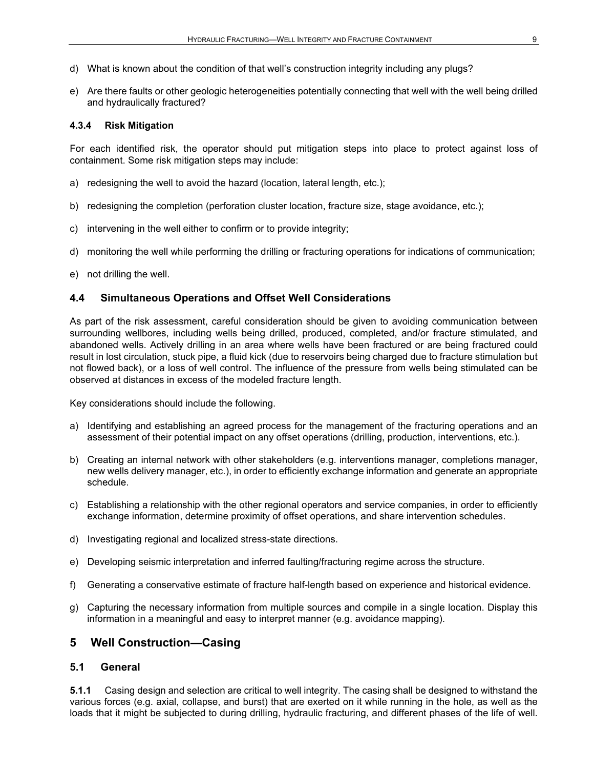d) What is known about the condition of that well's construction integrity including any plugs?

e) Are there faults or other geologic heterogeneities potentially connecting that well with the well being drilled and hydraulically fractured?

#### 4.3.4 Risk Mitigation

For each identified risk, the operator should put mitigation steps into place to protect against loss of containment. Some risk mitigation steps may include:

a) redesigning the well to avoid the hazard (location, lateral length, etc.);

b) redesigning the completion (perforation cluster location, fracture size, stage avoidance, etc.);

c) intervening in the well either to confirm or to provide integrity;

d) monitoring the well while performing the drilling or fracturing operations for indications of communication;

e) not drilling the well.

### 4.4 Simultaneous Operations and Offset Well Considerations

As part of the risk assessment, careful consideration should be given to avoiding communication between surrounding wellbores, including wells being drilled, produced, completed, and/or fracture stimulated, and abandoned wells. Actively drilling in an area where wells have been fractured or are being fractured could result in lost circulation, stuck pipe, a fluid kick (due to reservoirs being charged due to fracture stimulation but not flowed back), or a loss of well control. The influence of the pressure from wells being stimulated can be observed at distances in excess of the modeled fracture length.

Key considerations should include the following.

a) Identifying and establishing an agreed process for the management of the fracturing operations and an assessment of their potential impact on any offset operations (drilling, production, interventions, etc.).

b) Creating an internal network with other stakeholders (e.g. interventions manager, completions manager, new wells delivery manager, etc.), in order to efficiently exchange information and generate an appropriate schedule.

c) Establishing a relationship with the other regional operators and service companies, in order to efficiently exchange information, determine proximity of offset operations, and share intervention schedules.

d) Investigating regional and localized stress-state directions.

e) Developing seismic interpretation and inferred faulting/fracturing regime across the structure.

f) Generating a conservative estimate of fracture half-length based on experience and historical evidence.

g) Capturing the necessary information from multiple sources and compile in a single location. Display this information in a meaningful and easy to interpret manner (e.g. avoidance mapping).

## 5 Well Construction—Casing

### 5.1 General

**5.1.1** Casing design and selection are critical to well integrity. The casing shall be designed to withstand the various forces (e.g. axial, collapse, and burst) that are exerted on it while running in the hole, as well as the loads that it might be subjected to during drilling, hydraulic fracturing, and different phases of the life of well.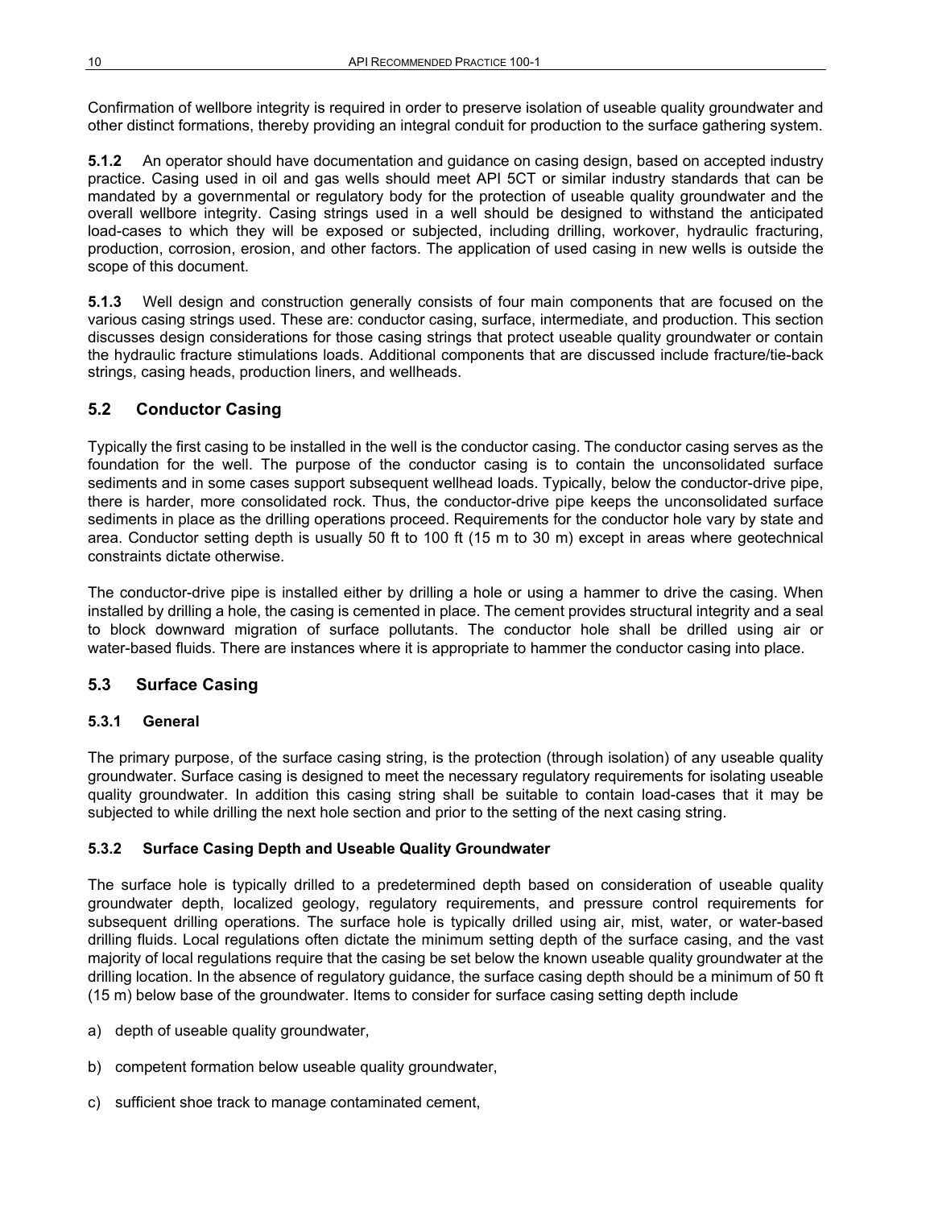Confirmation of wellbore integrity is required in order to preserve isolation of useable quality groundwater and other distinct formations, thereby providing an integral conduit for production to the surface gathering system.

**5.1.2** An operator should have documentation and guidance on casing design, based on accepted industry practice. Casing used in oil and gas wells should meet API 5CT or similar industry standards that can be mandated by a governmental or regulatory body for the protection of useable quality groundwater and the overall wellbore integrity. Casing strings used in a well should be designed to withstand the anticipated load-cases to which they will be exposed or subjected, including drilling, workover, hydraulic fracturing, production, corrosion, erosion, and other factors. The application of used casing in new wells is outside the scope of this document.

**5.1.3** Well design and construction generally consists of four main components that are focused on the various casing strings used. These are: conductor casing, surface, intermediate, and production. This section discusses design considerations for those casing strings that protect useable quality groundwater or contain the hydraulic fracture stimulations loads. Additional components that are discussed include fracture/tie-back strings, casing heads, production liners, and wellheads.

## 5.2 Conductor Casing

Typically the first casing to be installed in the well is the conductor casing. The conductor casing serves as the foundation for the well. The purpose of the conductor casing is to contain the unconsolidated surface sediments and in some cases support subsequent wellhead loads. Typically, below the conductor-drive pipe, there is harder, more consolidated rock. Thus, the conductor-drive pipe keeps the unconsolidated surface sediments in place as the drilling operations proceed. Requirements for the conductor hole vary by state and area. Conductor setting depth is usually 50 ft to 100 ft (15 m to 30 m) except in areas where geotechnical constraints dictate otherwise.

The conductor-drive pipe is installed either by drilling a hole or using a hammer to drive the casing. When installed by drilling a hole, the casing is cemented in place. The cement provides structural integrity and a seal to block downward migration of surface pollutants. The conductor hole shall be drilled using air or water-based fluids. There are instances where it is appropriate to hammer the conductor casing into place.

## 5.3 Surface Casing

### 5.3.1 General

The primary purpose, of the surface casing string, is the protection (through isolation) of any useable quality groundwater. Surface casing is designed to meet the necessary regulatory requirements for isolating useable quality groundwater. In addition this casing string shall be suitable to contain load-cases that it may be subjected to while drilling the next hole section and prior to the setting of the next casing string.

### 5.3.2 Surface Casing Depth and Useable Quality Groundwater

The surface hole is typically drilled to a predetermined depth based on consideration of useable quality groundwater depth, localized geology, regulatory requirements, and pressure control requirements for subsequent drilling operations. The surface hole is typically drilled using air, mist, water, or water-based drilling fluids. Local regulations often dictate the minimum setting depth of the surface casing, and the vast majority of local regulations require that the casing be set below the known useable quality groundwater at the drilling location. In the absence of regulatory guidance, the surface casing depth should be a minimum of 50 ft (15 m) below base of the groundwater. Items to consider for surface casing setting depth include

a) depth of useable quality groundwater,

b) competent formation below useable quality groundwater,

c) sufficient shoe track to manage contaminated cement,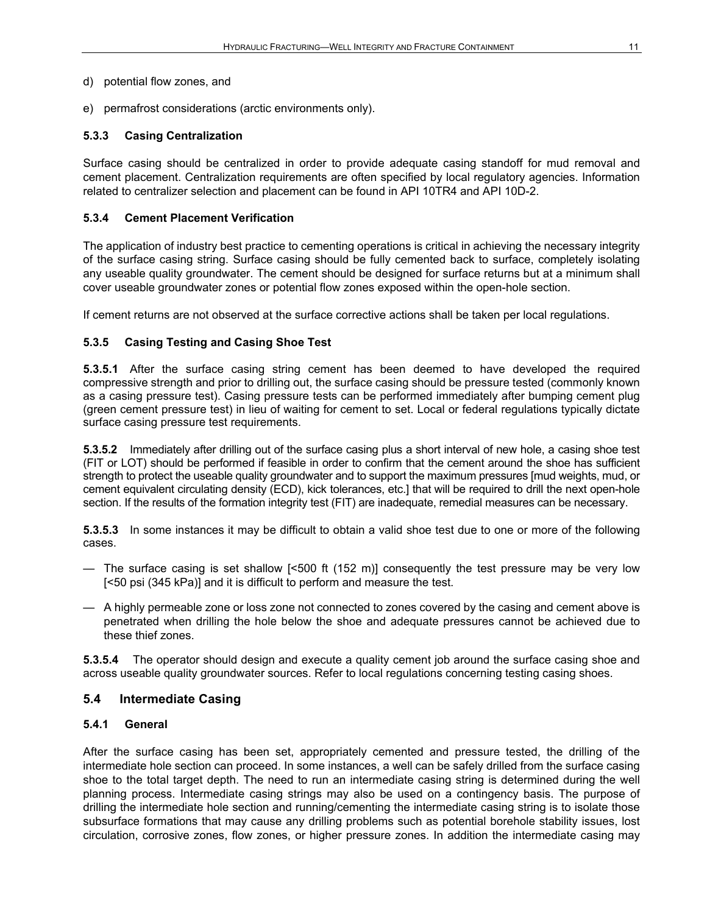d) potential flow zones, and

e) permafrost considerations (arctic environments only).

### 5.3.3 Casing Centralization

Surface casing should be centralized in order to provide adequate casing standoff for mud removal and cement placement. Centralization requirements are often specified by local regulatory agencies. Information related to centralizer selection and placement can be found in API 10TR4 and API 10D-2.

### 5.3.4 Cement Placement Verification

The application of industry best practice to cementing operations is critical in achieving the necessary integrity of the surface casing string. Surface casing should be fully cemented back to surface, completely isolating any useable quality groundwater. The cement should be designed for surface returns but at a minimum shall cover useable groundwater zones or potential flow zones exposed within the open-hole section.

If cement returns are not observed at the surface corrective actions shall be taken per local regulations.

### 5.3.5 Casing Testing and Casing Shoe Test

**5.3.5.1** After the surface casing string cement has been deemed to have developed the required compressive strength and prior to drilling out, the surface casing should be pressure tested (commonly known as a casing pressure test). Casing pressure tests can be performed immediately after bumping cement plug (green cement pressure test) in lieu of waiting for cement to set. Local or federal regulations typically dictate surface casing pressure test requirements.

**5.3.5.2** Immediately after drilling out of the surface casing plus a short interval of new hole, a casing shoe test (FIT or LOT) should be performed if feasible in order to confirm that the cement around the shoe has sufficient strength to protect the useable quality groundwater and to support the maximum pressures [mud weights, mud, or cement equivalent circulating density (ECD), kick tolerances, etc.] that will be required to drill the next open-hole section. If the results of the formation integrity test (FIT) are inadequate, remedial measures can be necessary.

**5.3.5.3** In some instances it may be difficult to obtain a valid shoe test due to one or more of the following cases.

- The surface casing is set shallow [<500 ft (152 m)] consequently the test pressure may be very low [<50 psi (345 kPa)] and it is difficult to perform and measure the test.
- A highly permeable zone or loss zone not connected to zones covered by the casing and cement above is penetrated when drilling the hole below the shoe and adequate pressures cannot be achieved due to these thief zones.

**5.3.5.4** The operator should design and execute a quality cement job around the surface casing shoe and across useable quality groundwater sources. Refer to local regulations concerning testing casing shoes.

## 5.4 Intermediate Casing

### 5.4.1 General

After the surface casing has been set, appropriately cemented and pressure tested, the drilling of the intermediate hole section can proceed. In some instances, a well can be safely drilled from the surface casing shoe to the total target depth. The need to run an intermediate casing string is determined during the well planning process. Intermediate casing strings may also be used on a contingency basis. The purpose of drilling the intermediate hole section and running/cementing the intermediate casing string is to isolate those subsurface formations that may cause any drilling problems such as potential borehole stability issues, lost circulation, corrosive zones, flow zones, or higher pressure zones. In addition the intermediate casing may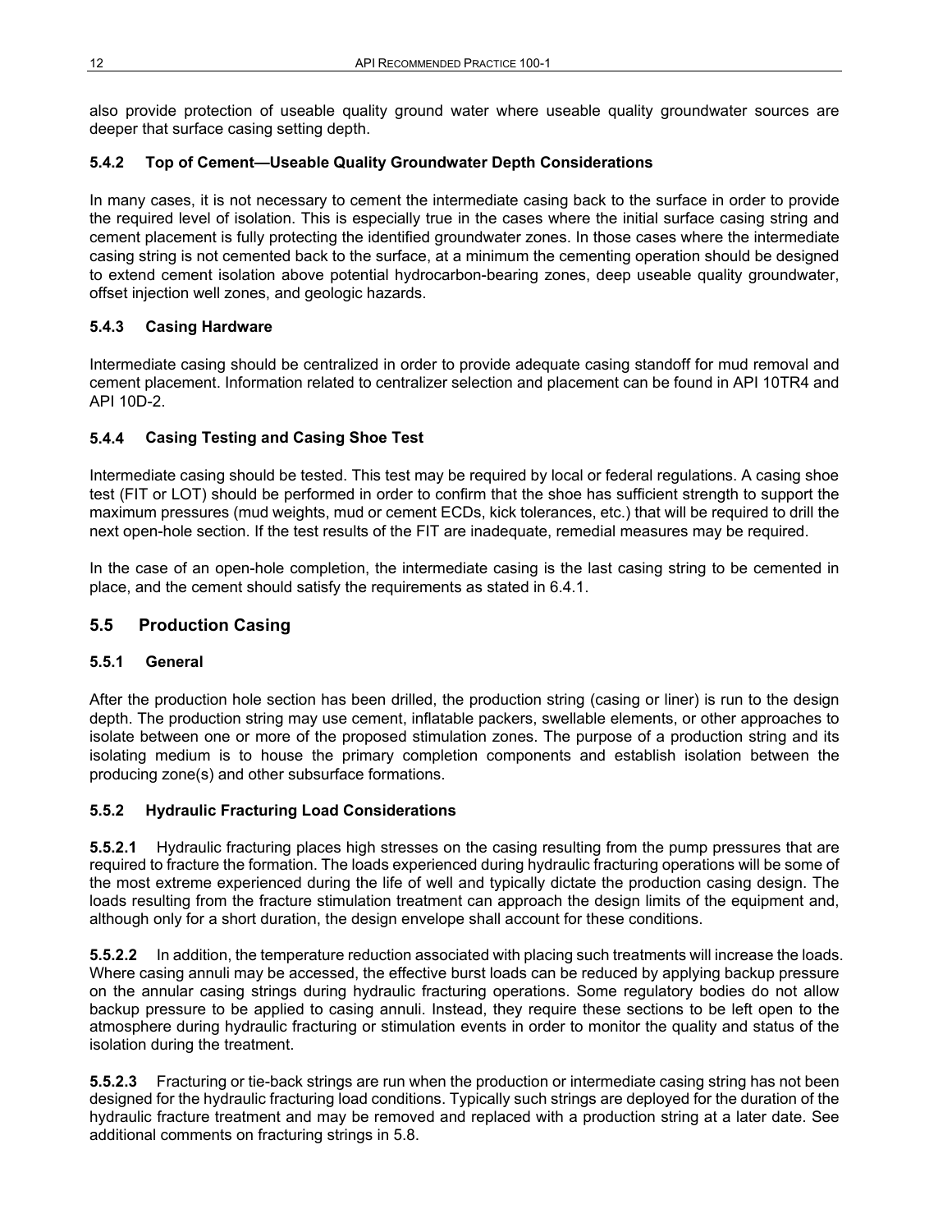also provide protection of useable quality ground water where useable quality groundwater sources are deeper that surface casing setting depth.

#### 5.4.2 Top of Cement—Useable Quality Groundwater Depth Considerations

In many cases, it is not necessary to cement the intermediate casing back to the surface in order to provide the required level of isolation. This is especially true in the cases where the initial surface casing string and cement placement is fully protecting the identified groundwater zones. In those cases where the intermediate casing string is not cemented back to the surface, at a minimum the cementing operation should be designed to extend cement isolation above potential hydrocarbon-bearing zones, deep useable quality groundwater, offset injection well zones, and geologic hazards.

#### 5.4.3 Casing Hardware

Intermediate casing should be centralized in order to provide adequate casing standoff for mud removal and cement placement. Information related to centralizer selection and placement can be found in API 10TR4 and API 10D-2.

#### 5.4.4 Casing Testing and Casing Shoe Test

Intermediate casing should be tested. This test may be required by local or federal regulations. A casing shoe test (FIT or LOT) should be performed in order to confirm that the shoe has sufficient strength to support the maximum pressures (mud weights, mud or cement ECDs, kick tolerances, etc.) that will be required to drill the next open-hole section. If the test results of the FIT are inadequate, remedial measures may be required.

In the case of an open-hole completion, the intermediate casing is the last casing string to be cemented in place, and the cement should satisfy the requirements as stated in 6.4.1.

### 5.5 Production Casing

#### 5.5.1 General

After the production hole section has been drilled, the production string (casing or liner) is run to the design depth. The production string may use cement, inflatable packers, swellable elements, or other approaches to isolate between one or more of the proposed stimulation zones. The purpose of a production string and its isolating medium is to house the primary completion components and establish isolation between the producing zone(s) and other subsurface formations.

#### 5.5.2 Hydraulic Fracturing Load Considerations

**5.5.2.1** Hydraulic fracturing places high stresses on the casing resulting from the pump pressures that are required to fracture the formation. The loads experienced during hydraulic fracturing operations will be some of the most extreme experienced during the life of well and typically dictate the production casing design. The loads resulting from the fracture stimulation treatment can approach the design limits of the equipment and, although only for a short duration, the design envelope shall account for these conditions.

**5.5.2.2** In addition, the temperature reduction associated with placing such treatments will increase the loads. Where casing annuli may be accessed, the effective burst loads can be reduced by applying backup pressure on the annular casing strings during hydraulic fracturing operations. Some regulatory bodies do not allow backup pressure to be applied to casing annuli. Instead, they require these sections to be left open to the atmosphere during hydraulic fracturing or stimulation events in order to monitor the quality and status of the isolation during the treatment.

**5.5.2.3** Fracturing or tie-back strings are run when the production or intermediate casing string has not been designed for the hydraulic fracturing load conditions. Typically such strings are deployed for the duration of the hydraulic fracture treatment and may be removed and replaced with a production string at a later date. See additional comments on fracturing strings in 5.8.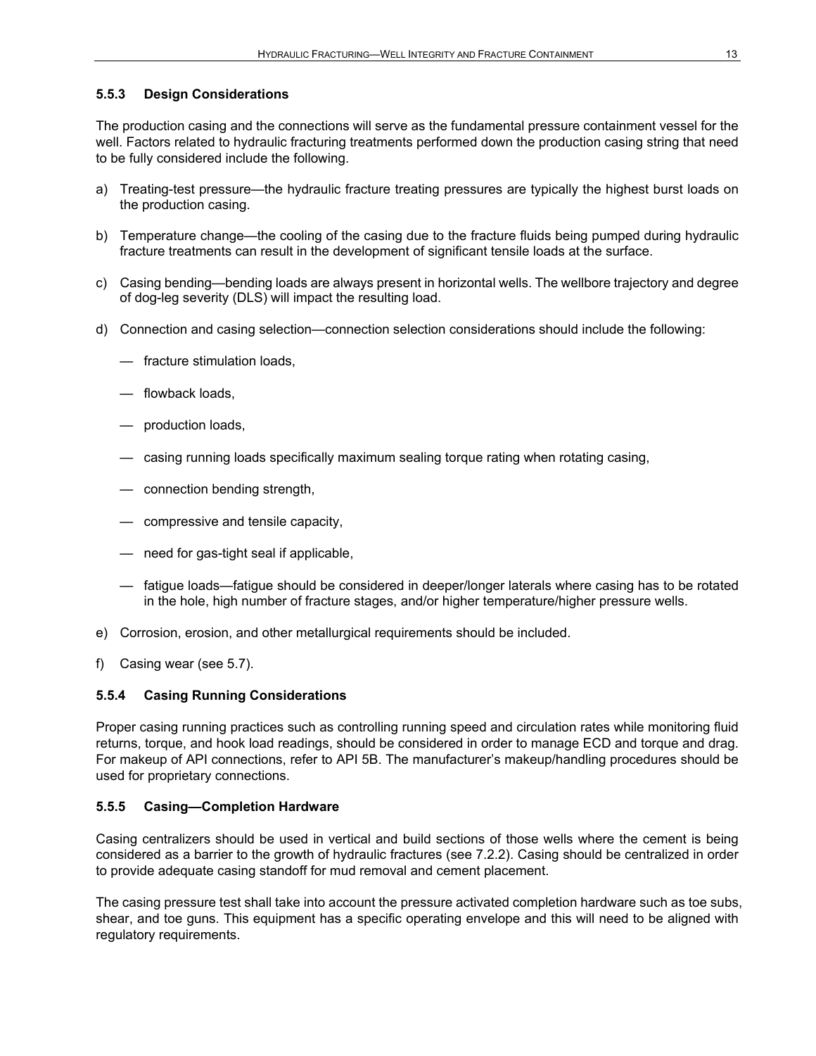#### 5.5.3 Design Considerations

The production casing and the connections will serve as the fundamental pressure containment vessel for the well. Factors related to hydraulic fracturing treatments performed down the production casing string that need to be fully considered include the following.

a) Treating-test pressure—the hydraulic fracture treating pressures are typically the highest burst loads on the production casing.

b) Temperature change—the cooling of the casing due to the fracture fluids being pumped during hydraulic fracture treatments can result in the development of significant tensile loads at the surface.

c) Casing bending—bending loads are always present in horizontal wells. The wellbore trajectory and degree of dog-leg severity (DLS) will impact the resulting load.

d) Connection and casing selection—connection selection considerations should include the following:

   — fracture stimulation loads,

   — flowback loads,

   — production loads,

   — casing running loads specifically maximum sealing torque rating when rotating casing,

   — connection bending strength,

   — compressive and tensile capacity,

   — need for gas-tight seal if applicable,

   — fatigue loads—fatigue should be considered in deeper/longer laterals where casing has to be rotated in the hole, high number of fracture stages, and/or higher temperature/higher pressure wells.

e) Corrosion, erosion, and other metallurgical requirements should be included.

f) Casing wear (see 5.7).

#### 5.5.4 Casing Running Considerations

Proper casing running practices such as controlling running speed and circulation rates while monitoring fluid returns, torque, and hook load readings, should be considered in order to manage ECD and torque and drag. For makeup of API connections, refer to API 5B. The manufacturer's makeup/handling procedures should be used for proprietary connections.

#### 5.5.5 Casing—Completion Hardware

Casing centralizers should be used in vertical and build sections of those wells where the cement is being considered as a barrier to the growth of hydraulic fractures (see 7.2.2). Casing should be centralized in order to provide adequate casing standoff for mud removal and cement placement.

The casing pressure test shall take into account the pressure activated completion hardware such as toe subs, shear, and toe guns. This equipment has a specific operating envelope and this will need to be aligned with regulatory requirements.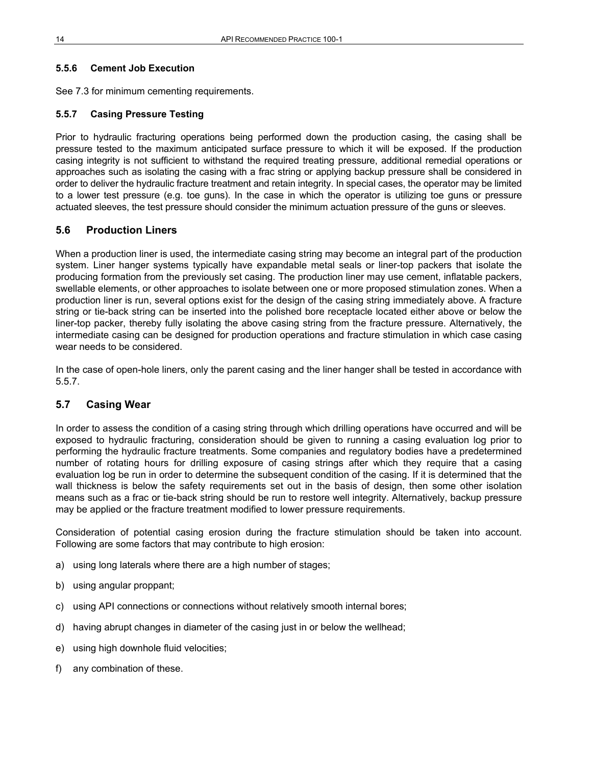#### 5.5.6 Cement Job Execution

See 7.3 for minimum cementing requirements.

#### 5.5.7 Casing Pressure Testing

Prior to hydraulic fracturing operations being performed down the production casing, the casing shall be pressure tested to the maximum anticipated surface pressure to which it will be exposed. If the production casing integrity is not sufficient to withstand the required treating pressure, additional remedial operations or approaches such as isolating the casing with a frac string or applying backup pressure shall be considered in order to deliver the hydraulic fracture treatment and retain integrity. In special cases, the operator may be limited to a lower test pressure (e.g. toe guns). In the case in which the operator is utilizing toe guns or pressure actuated sleeves, the test pressure should consider the minimum actuation pressure of the guns or sleeves.

### 5.6 Production Liners

When a production liner is used, the intermediate casing string may become an integral part of the production system. Liner hanger systems typically have expandable metal seals or liner-top packers that isolate the producing formation from the previously set casing. The production liner may use cement, inflatable packers, swellable elements, or other approaches to isolate between one or more proposed stimulation zones. When a production liner is run, several options exist for the design of the casing string immediately above. A fracture string or tie-back string can be inserted into the polished bore receptacle located either above or below the liner-top packer, thereby fully isolating the above casing string from the fracture pressure. Alternatively, the intermediate casing can be designed for production operations and fracture stimulation in which case casing wear needs to be considered.

In the case of open-hole liners, only the parent casing and the liner hanger shall be tested in accordance with 5.5.7.

### 5.7 Casing Wear

In order to assess the condition of a casing string through which drilling operations have occurred and will be exposed to hydraulic fracturing, consideration should be given to running a casing evaluation log prior to performing the hydraulic fracture treatments. Some companies and regulatory bodies have a predetermined number of rotating hours for drilling exposure of casing strings after which they require that a casing evaluation log be run in order to determine the subsequent condition of the casing. If it is determined that the wall thickness is below the safety requirements set out in the basis of design, then some other isolation means such as a frac or tie-back string should be run to restore well integrity. Alternatively, backup pressure may be applied or the fracture treatment modified to lower pressure requirements.

Consideration of potential casing erosion during the fracture stimulation should be taken into account. Following are some factors that may contribute to high erosion:

a) using long laterals where there are a high number of stages;

b) using angular proppant;

c) using API connections or connections without relatively smooth internal bores;

d) having abrupt changes in diameter of the casing just in or below the wellhead;

e) using high downhole fluid velocities;

f) any combination of these.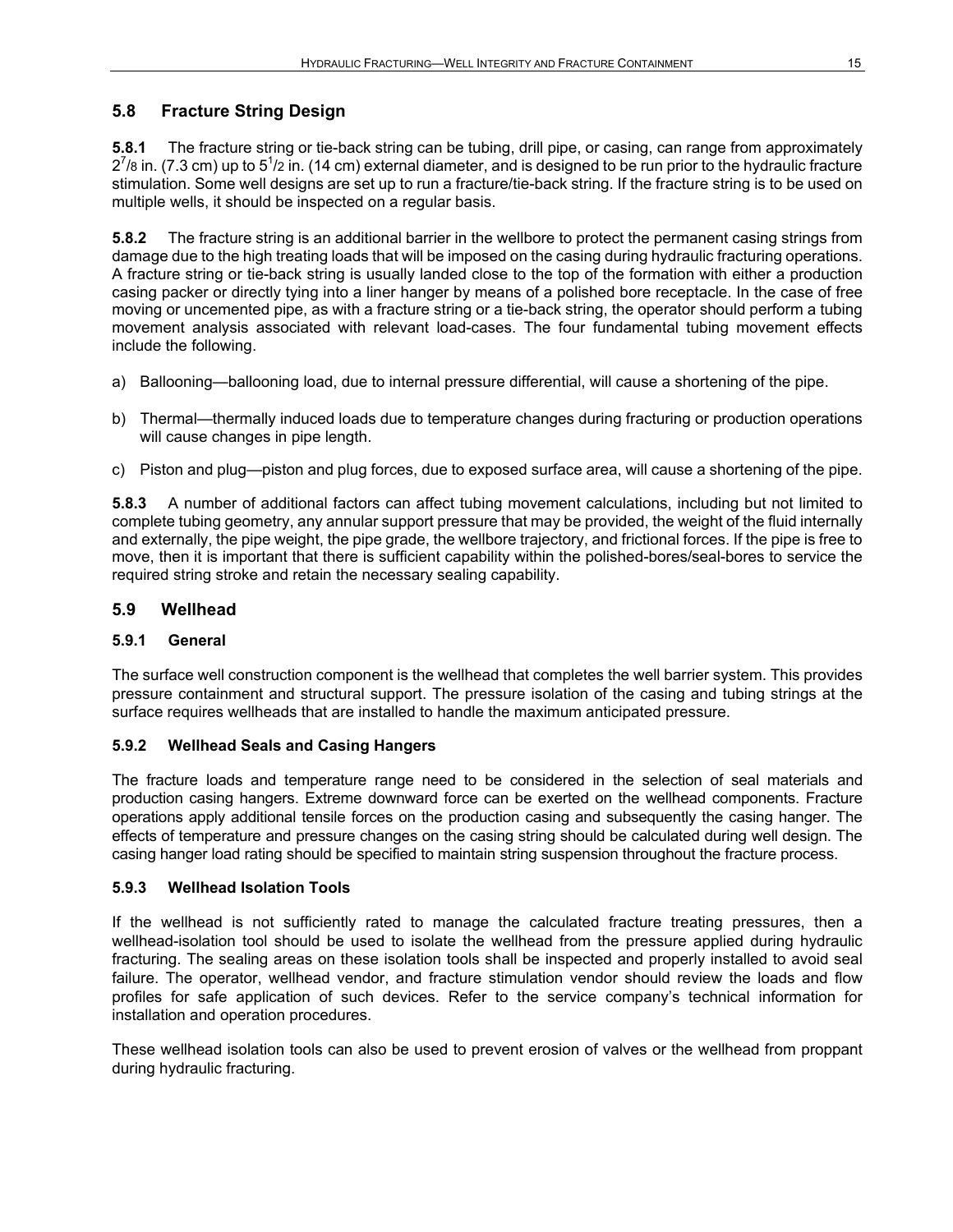## 5.8 Fracture String Design

**5.8.1** The fracture string or tie-back string can be tubing, drill pipe, or casing, can range from approximately $2^7/_8$ in. (7.3 cm) up to $5^1/_2$ in. (14 cm) external diameter, and is designed to be run prior to the hydraulic fracture stimulation. Some well designs are set up to run a fracture/tie-back string. If the fracture string is to be used on multiple wells, it should be inspected on a regular basis.

**5.8.2** The fracture string is an additional barrier in the wellbore to protect the permanent casing strings from damage due to the high treating loads that will be imposed on the casing during hydraulic fracturing operations. A fracture string or tie-back string is usually landed close to the top of the formation with either a production casing packer or directly tying into a liner hanger by means of a polished bore receptacle. In the case of free moving or uncemented pipe, as with a fracture string or a tie-back string, the operator should perform a tubing movement analysis associated with relevant load-cases. The four fundamental tubing movement effects include the following.

a) Ballooning—ballooning load, due to internal pressure differential, will cause a shortening of the pipe.

b) Thermal—thermally induced loads due to temperature changes during fracturing or production operations will cause changes in pipe length.

c) Piston and plug—piston and plug forces, due to exposed surface area, will cause a shortening of the pipe.

**5.8.3** A number of additional factors can affect tubing movement calculations, including but not limited to complete tubing geometry, any annular support pressure that may be provided, the weight of the fluid internally and externally, the pipe weight, the pipe grade, the wellbore trajectory, and frictional forces. If the pipe is free to move, then it is important that there is sufficient capability within the polished-bores/seal-bores to service the required string stroke and retain the necessary sealing capability.

## 5.9 Wellhead

### 5.9.1 General

The surface well construction component is the wellhead that completes the well barrier system. This provides pressure containment and structural support. The pressure isolation of the casing and tubing strings at the surface requires wellheads that are installed to handle the maximum anticipated pressure.

### 5.9.2 Wellhead Seals and Casing Hangers

The fracture loads and temperature range need to be considered in the selection of seal materials and production casing hangers. Extreme downward force can be exerted on the wellhead components. Fracture operations apply additional tensile forces on the production casing and subsequently the casing hanger. The effects of temperature and pressure changes on the casing string should be calculated during well design. The casing hanger load rating should be specified to maintain string suspension throughout the fracture process.

### 5.9.3 Wellhead Isolation Tools

If the wellhead is not sufficiently rated to manage the calculated fracture treating pressures, then a wellhead-isolation tool should be used to isolate the wellhead from the pressure applied during hydraulic fracturing. The sealing areas on these isolation tools shall be inspected and properly installed to avoid seal failure. The operator, wellhead vendor, and fracture stimulation vendor should review the loads and flow profiles for safe application of such devices. Refer to the service company's technical information for installation and operation procedures.

These wellhead isolation tools can also be used to prevent erosion of valves or the wellhead from proppant during hydraulic fracturing.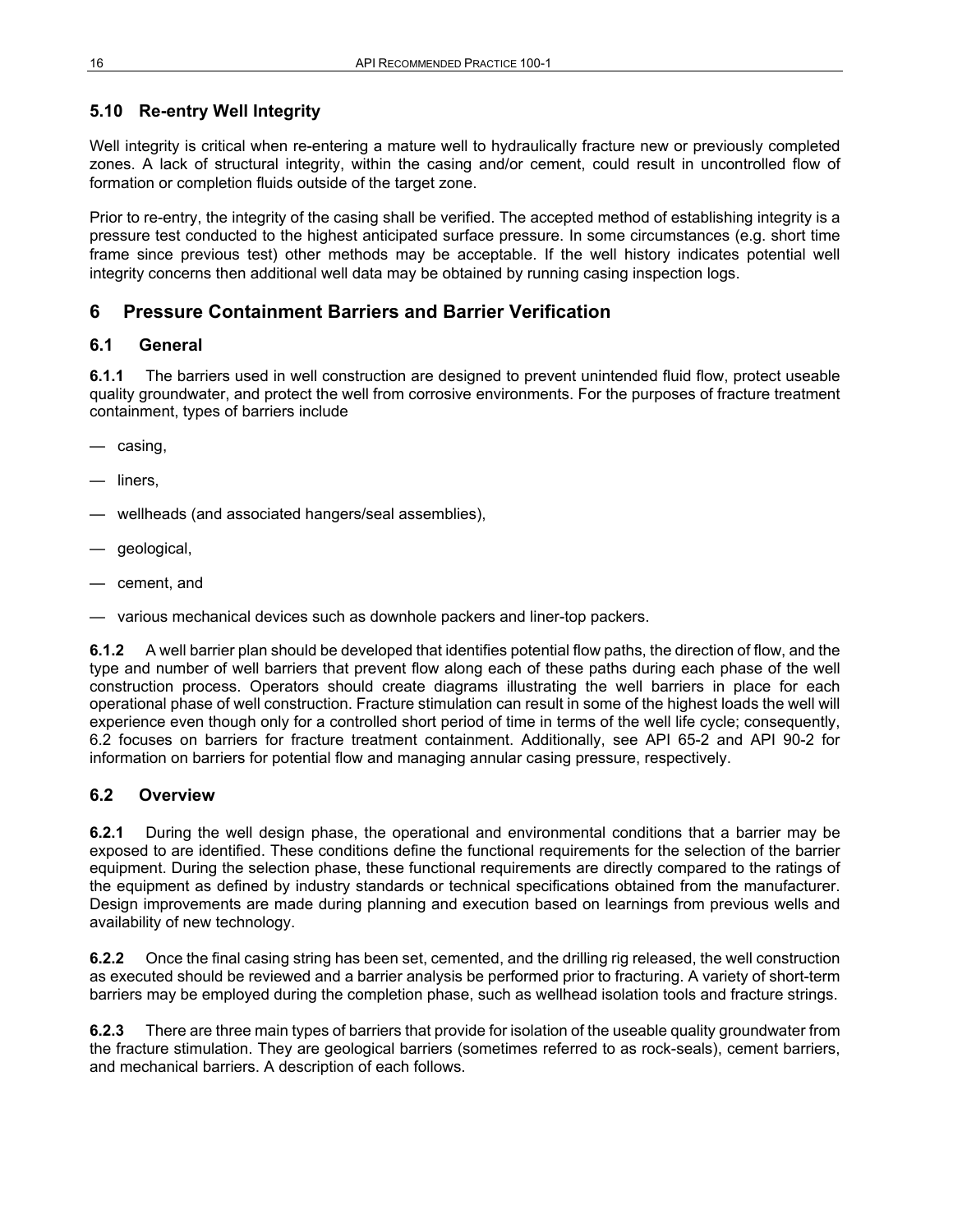### 5.10 Re-entry Well Integrity

Well integrity is critical when re-entering a mature well to hydraulically fracture new or previously completed zones. A lack of structural integrity, within the casing and/or cement, could result in uncontrolled flow of formation or completion fluids outside of the target zone.

Prior to re-entry, the integrity of the casing shall be verified. The accepted method of establishing integrity is a pressure test conducted to the highest anticipated surface pressure. In some circumstances (e.g. short time frame since previous test) other methods may be acceptable. If the well history indicates potential well integrity concerns then additional well data may be obtained by running casing inspection logs.

## 6 Pressure Containment Barriers and Barrier Verification

### 6.1 General

**6.1.1** The barriers used in well construction are designed to prevent unintended fluid flow, protect useable quality groundwater, and protect the well from corrosive environments. For the purposes of fracture treatment containment, types of barriers include

— casing,

— liners,

— wellheads (and associated hangers/seal assemblies),

— geological,

— cement, and

— various mechanical devices such as downhole packers and liner-top packers.

**6.1.2** A well barrier plan should be developed that identifies potential flow paths, the direction of flow, and the type and number of well barriers that prevent flow along each of these paths during each phase of the well construction process. Operators should create diagrams illustrating the well barriers in place for each operational phase of well construction. Fracture stimulation can result in some of the highest loads the well will experience even though only for a controlled short period of time in terms of the well life cycle; consequently, 6.2 focuses on barriers for fracture treatment containment. Additionally, see API 65-2 and API 90-2 for information on barriers for potential flow and managing annular casing pressure, respectively.

### 6.2 Overview

**6.2.1** During the well design phase, the operational and environmental conditions that a barrier may be exposed to are identified. These conditions define the functional requirements for the selection of the barrier equipment. During the selection phase, these functional requirements are directly compared to the ratings of the equipment as defined by industry standards or technical specifications obtained from the manufacturer. Design improvements are made during planning and execution based on learnings from previous wells and availability of new technology.

**6.2.2** Once the final casing string has been set, cemented, and the drilling rig released, the well construction as executed should be reviewed and a barrier analysis be performed prior to fracturing. A variety of short-term barriers may be employed during the completion phase, such as wellhead isolation tools and fracture strings.

**6.2.3** There are three main types of barriers that provide for isolation of the useable quality groundwater from the fracture stimulation. They are geological barriers (sometimes referred to as rock-seals), cement barriers, and mechanical barriers. A description of each follows.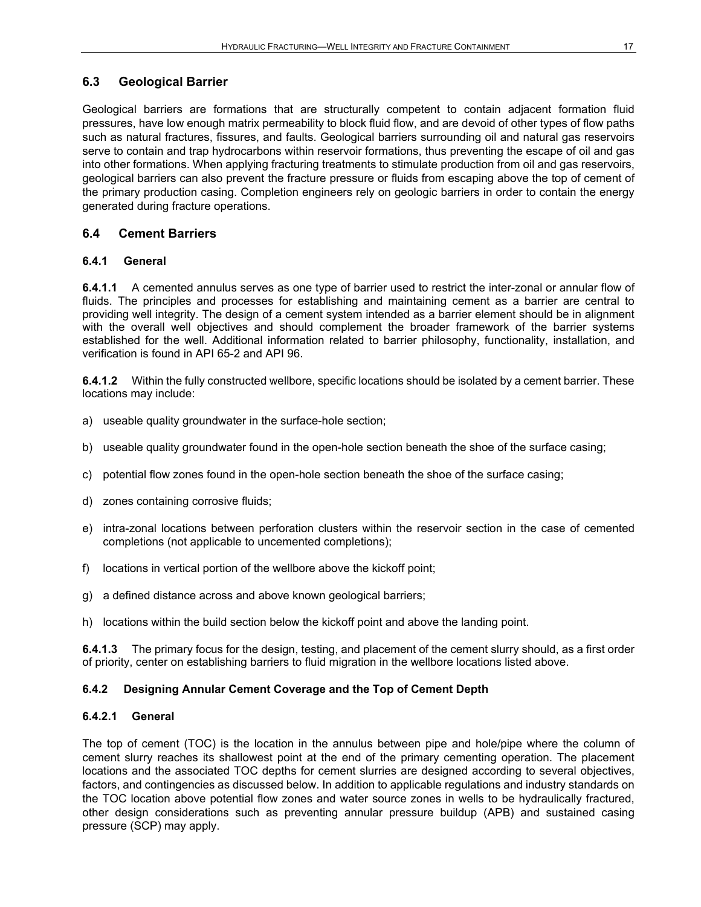## 6.3 Geological Barrier

Geological barriers are formations that are structurally competent to contain adjacent formation fluid pressures, have low enough matrix permeability to block fluid flow, and are devoid of other types of flow paths such as natural fractures, fissures, and faults. Geological barriers surrounding oil and natural gas reservoirs serve to contain and trap hydrocarbons within reservoir formations, thus preventing the escape of oil and gas into other formations. When applying fracturing treatments to stimulate production from oil and gas reservoirs, geological barriers can also prevent the fracture pressure or fluids from escaping above the top of cement of the primary production casing. Completion engineers rely on geologic barriers in order to contain the energy generated during fracture operations.

## 6.4 Cement Barriers

### 6.4.1 General

**6.4.1.1** A cemented annulus serves as one type of barrier used to restrict the inter-zonal or annular flow of fluids. The principles and processes for establishing and maintaining cement as a barrier are central to providing well integrity. The design of a cement system intended as a barrier element should be in alignment with the overall well objectives and should complement the broader framework of the barrier systems established for the well. Additional information related to barrier philosophy, functionality, installation, and verification is found in API 65-2 and API 96.

**6.4.1.2** Within the fully constructed wellbore, specific locations should be isolated by a cement barrier. These locations may include:

a) useable quality groundwater in the surface-hole section;

b) useable quality groundwater found in the open-hole section beneath the shoe of the surface casing;

c) potential flow zones found in the open-hole section beneath the shoe of the surface casing;

d) zones containing corrosive fluids;

e) intra-zonal locations between perforation clusters within the reservoir section in the case of cemented completions (not applicable to uncemented completions);

f) locations in vertical portion of the wellbore above the kickoff point;

g) a defined distance across and above known geological barriers;

h) locations within the build section below the kickoff point and above the landing point.

**6.4.1.3** The primary focus for the design, testing, and placement of the cement slurry should, as a first order of priority, center on establishing barriers to fluid migration in the wellbore locations listed above.

### 6.4.2 Designing Annular Cement Coverage and the Top of Cement Depth

#### 6.4.2.1 General

The top of cement (TOC) is the location in the annulus between pipe and hole/pipe where the column of cement slurry reaches its shallowest point at the end of the primary cementing operation. The placement locations and the associated TOC depths for cement slurries are designed according to several objectives, factors, and contingencies as discussed below. In addition to applicable regulations and industry standards on the TOC location above potential flow zones and water source zones in wells to be hydraulically fractured, other design considerations such as preventing annular pressure buildup (APB) and sustained casing pressure (SCP) may apply.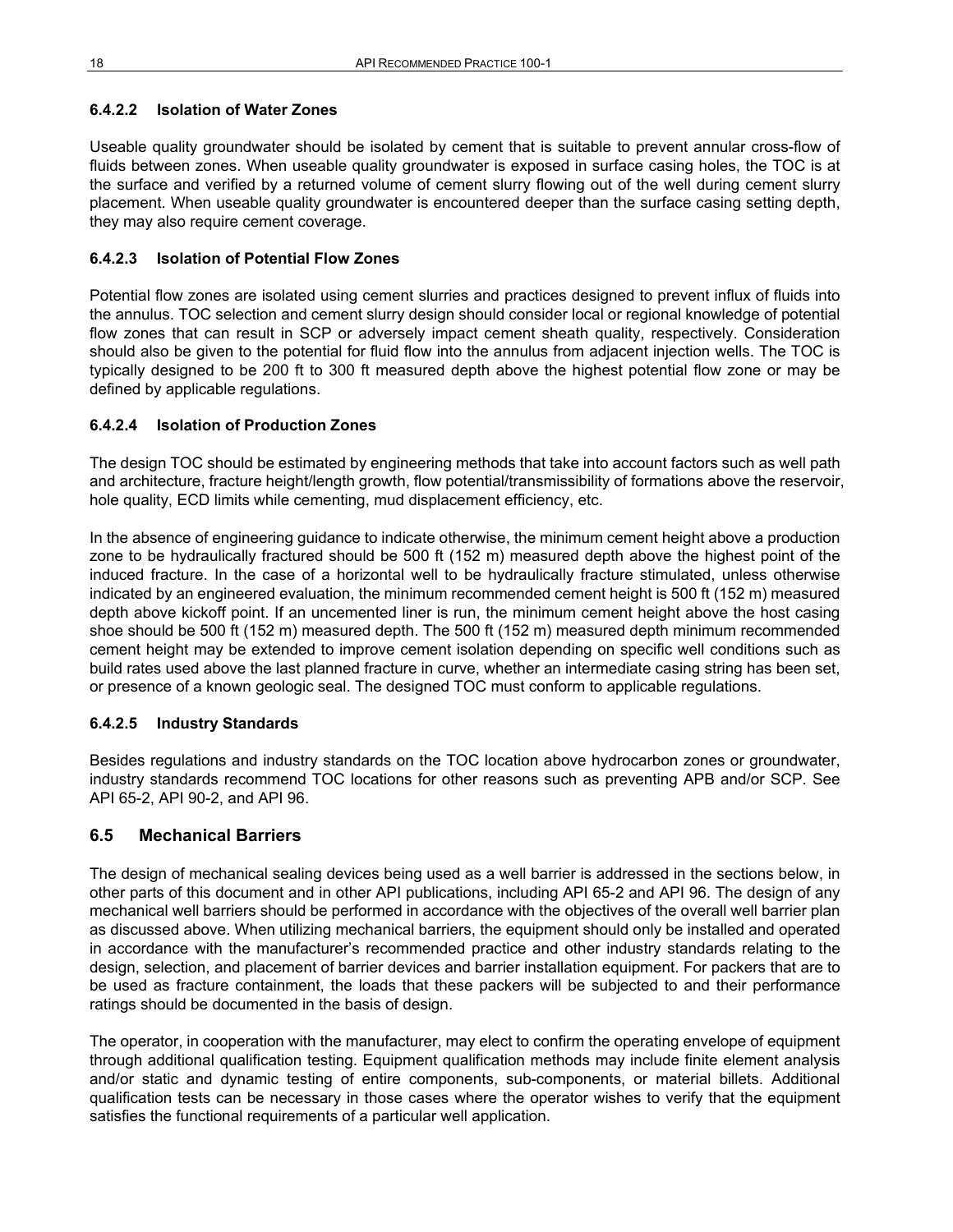#### 6.4.2.2 Isolation of Water Zones

Useable quality groundwater should be isolated by cement that is suitable to prevent annular cross-flow of fluids between zones. When useable quality groundwater is exposed in surface casing holes, the TOC is at the surface and verified by a returned volume of cement slurry flowing out of the well during cement slurry placement. When useable quality groundwater is encountered deeper than the surface casing setting depth, they may also require cement coverage.

#### 6.4.2.3 Isolation of Potential Flow Zones

Potential flow zones are isolated using cement slurries and practices designed to prevent influx of fluids into the annulus. TOC selection and cement slurry design should consider local or regional knowledge of potential flow zones that can result in SCP or adversely impact cement sheath quality, respectively. Consideration should also be given to the potential for fluid flow into the annulus from adjacent injection wells. The TOC is typically designed to be 200 ft to 300 ft measured depth above the highest potential flow zone or may be defined by applicable regulations.

#### 6.4.2.4 Isolation of Production Zones

The design TOC should be estimated by engineering methods that take into account factors such as well path and architecture, fracture height/length growth, flow potential/transmissibility of formations above the reservoir, hole quality, ECD limits while cementing, mud displacement efficiency, etc.

In the absence of engineering guidance to indicate otherwise, the minimum cement height above a production zone to be hydraulically fractured should be 500 ft (152 m) measured depth above the highest point of the induced fracture. In the case of a horizontal well to be hydraulically fracture stimulated, unless otherwise indicated by an engineered evaluation, the minimum recommended cement height is 500 ft (152 m) measured depth above kickoff point. If an uncemented liner is run, the minimum cement height above the host casing shoe should be 500 ft (152 m) measured depth. The 500 ft (152 m) measured depth minimum recommended cement height may be extended to improve cement isolation depending on specific well conditions such as build rates used above the last planned fracture in curve, whether an intermediate casing string has been set, or presence of a known geologic seal. The designed TOC must conform to applicable regulations.

#### 6.4.2.5 Industry Standards

Besides regulations and industry standards on the TOC location above hydrocarbon zones or groundwater, industry standards recommend TOC locations for other reasons such as preventing APB and/or SCP. See API 65-2, API 90-2, and API 96.

### 6.5 Mechanical Barriers

The design of mechanical sealing devices being used as a well barrier is addressed in the sections below, in other parts of this document and in other API publications, including API 65-2 and API 96. The design of any mechanical well barriers should be performed in accordance with the objectives of the overall well barrier plan as discussed above. When utilizing mechanical barriers, the equipment should only be installed and operated in accordance with the manufacturer's recommended practice and other industry standards relating to the design, selection, and placement of barrier devices and barrier installation equipment. For packers that are to be used as fracture containment, the loads that these packers will be subjected to and their performance ratings should be documented in the basis of design.

The operator, in cooperation with the manufacturer, may elect to confirm the operating envelope of equipment through additional qualification testing. Equipment qualification methods may include finite element analysis and/or static and dynamic testing of entire components, sub-components, or material billets. Additional qualification tests can be necessary in those cases where the operator wishes to verify that the equipment satisfies the functional requirements of a particular well application.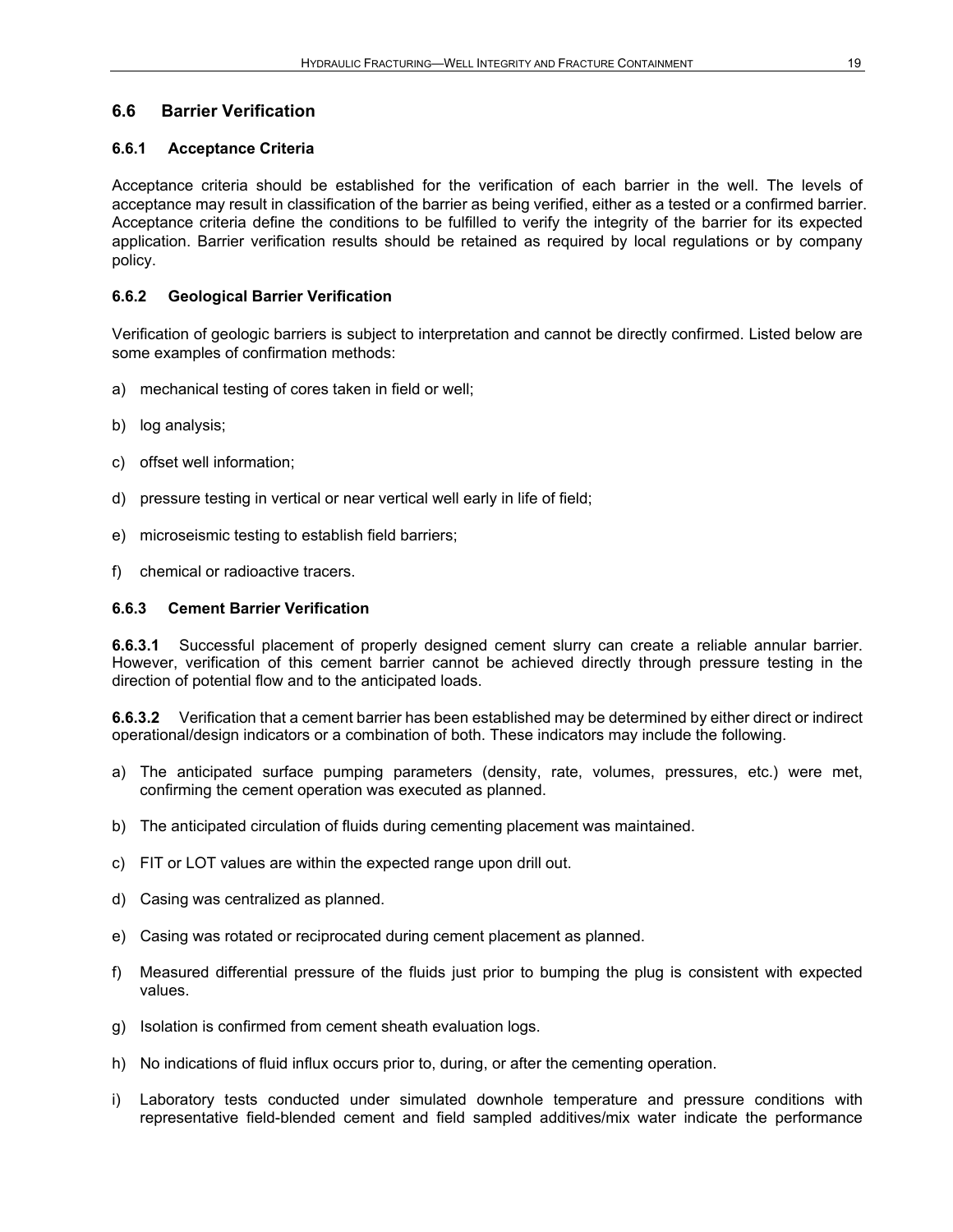## 6.6 Barrier Verification

### 6.6.1 Acceptance Criteria

Acceptance criteria should be established for the verification of each barrier in the well. The levels of acceptance may result in classification of the barrier as being verified, either as a tested or a confirmed barrier. Acceptance criteria define the conditions to be fulfilled to verify the integrity of the barrier for its expected application. Barrier verification results should be retained as required by local regulations or by company policy.

### 6.6.2 Geological Barrier Verification

Verification of geologic barriers is subject to interpretation and cannot be directly confirmed. Listed below are some examples of confirmation methods:

a) mechanical testing of cores taken in field or well;

b) log analysis;

c) offset well information;

d) pressure testing in vertical or near vertical well early in life of field;

e) microseismic testing to establish field barriers;

f) chemical or radioactive tracers.

### 6.6.3 Cement Barrier Verification

**6.6.3.1** Successful placement of properly designed cement slurry can create a reliable annular barrier. However, verification of this cement barrier cannot be achieved directly through pressure testing in the direction of potential flow and to the anticipated loads.

**6.6.3.2** Verification that a cement barrier has been established may be determined by either direct or indirect operational/design indicators or a combination of both. These indicators may include the following.

a) The anticipated surface pumping parameters (density, rate, volumes, pressures, etc.) were met, confirming the cement operation was executed as planned.

b) The anticipated circulation of fluids during cementing placement was maintained.

c) FIT or LOT values are within the expected range upon drill out.

d) Casing was centralized as planned.

e) Casing was rotated or reciprocated during cement placement as planned.

f) Measured differential pressure of the fluids just prior to bumping the plug is consistent with expected values.

g) Isolation is confirmed from cement sheath evaluation logs.

h) No indications of fluid influx occurs prior to, during, or after the cementing operation.

i) Laboratory tests conducted under simulated downhole temperature and pressure conditions with representative field-blended cement and field sampled additives/mix water indicate the performance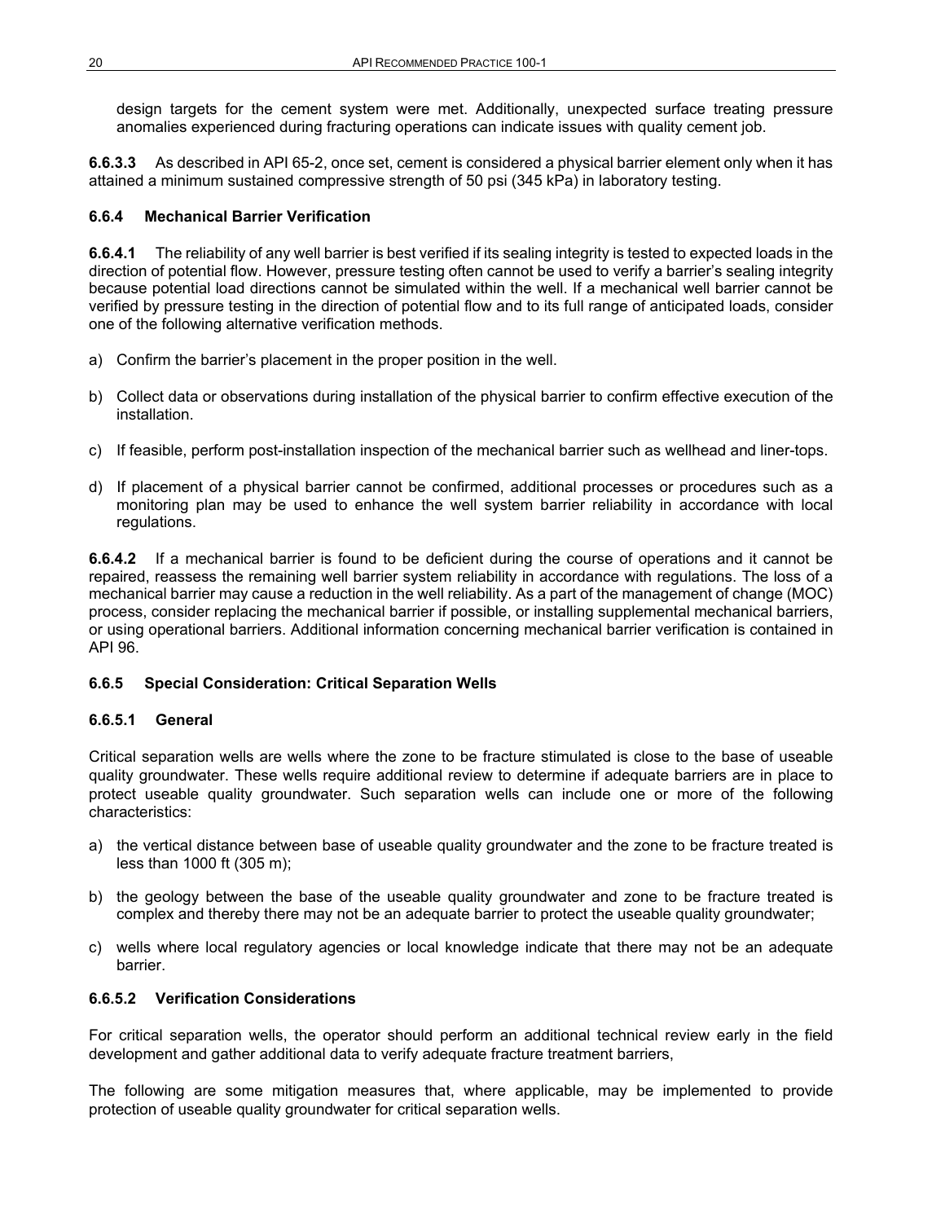design targets for the cement system were met. Additionally, unexpected surface treating pressure anomalies experienced during fracturing operations can indicate issues with quality cement job.

**6.6.3.3** As described in API 65-2, once set, cement is considered a physical barrier element only when it has attained a minimum sustained compressive strength of 50 psi (345 kPa) in laboratory testing.

### 6.6.4 Mechanical Barrier Verification

**6.6.4.1** The reliability of any well barrier is best verified if its sealing integrity is tested to expected loads in the direction of potential flow. However, pressure testing often cannot be used to verify a barrier's sealing integrity because potential load directions cannot be simulated within the well. If a mechanical well barrier cannot be verified by pressure testing in the direction of potential flow and to its full range of anticipated loads, consider one of the following alternative verification methods.

a) Confirm the barrier's placement in the proper position in the well.

b) Collect data or observations during installation of the physical barrier to confirm effective execution of the installation.

c) If feasible, perform post-installation inspection of the mechanical barrier such as wellhead and liner-tops.

d) If placement of a physical barrier cannot be confirmed, additional processes or procedures such as a monitoring plan may be used to enhance the well system barrier reliability in accordance with local regulations.

**6.6.4.2** If a mechanical barrier is found to be deficient during the course of operations and it cannot be repaired, reassess the remaining well barrier system reliability in accordance with regulations. The loss of a mechanical barrier may cause a reduction in the well reliability. As a part of the management of change (MOC) process, consider replacing the mechanical barrier if possible, or installing supplemental mechanical barriers, or using operational barriers. Additional information concerning mechanical barrier verification is contained in API 96.

### 6.6.5 Special Consideration: Critical Separation Wells

#### 6.6.5.1 General

Critical separation wells are wells where the zone to be fracture stimulated is close to the base of useable quality groundwater. These wells require additional review to determine if adequate barriers are in place to protect useable quality groundwater. Such separation wells can include one or more of the following characteristics:

a) the vertical distance between base of useable quality groundwater and the zone to be fracture treated is less than 1000 ft (305 m);

b) the geology between the base of the useable quality groundwater and zone to be fracture treated is complex and thereby there may not be an adequate barrier to protect the useable quality groundwater;

c) wells where local regulatory agencies or local knowledge indicate that there may not be an adequate barrier.

#### 6.6.5.2 Verification Considerations

For critical separation wells, the operator should perform an additional technical review early in the field development and gather additional data to verify adequate fracture treatment barriers,

The following are some mitigation measures that, where applicable, may be implemented to provide protection of useable quality groundwater for critical separation wells.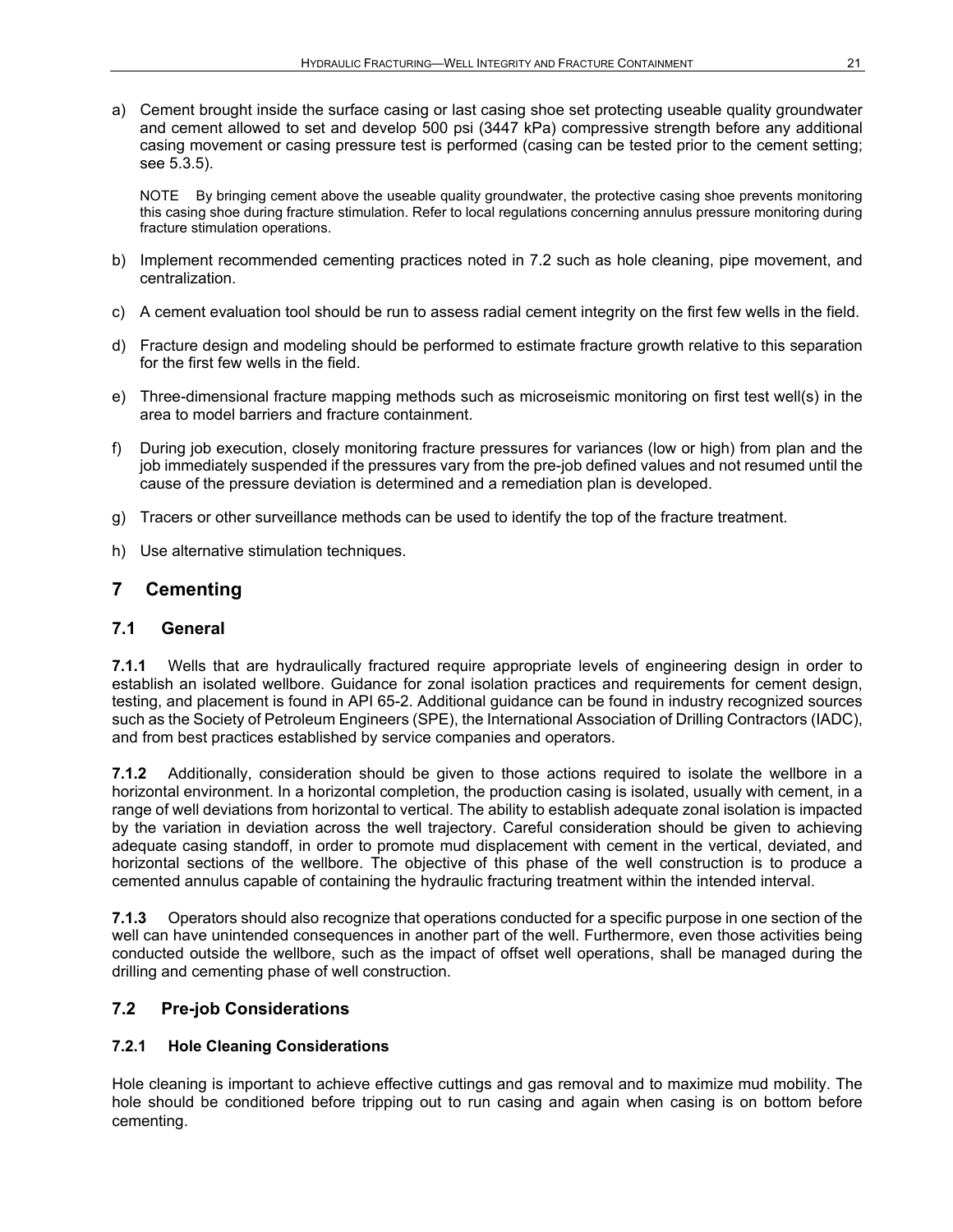a) Cement brought inside the surface casing or last casing shoe set protecting useable quality groundwater and cement allowed to set and develop 500 psi (3447 kPa) compressive strength before any additional casing movement or casing pressure test is performed (casing can be tested prior to the cement setting; see 5.3.5).

   NOTE By bringing cement above the useable quality groundwater, the protective casing shoe prevents monitoring this casing shoe during fracture stimulation. Refer to local regulations concerning annulus pressure monitoring during fracture stimulation operations.

b) Implement recommended cementing practices noted in 7.2 such as hole cleaning, pipe movement, and centralization.

c) A cement evaluation tool should be run to assess radial cement integrity on the first few wells in the field.

d) Fracture design and modeling should be performed to estimate fracture growth relative to this separation for the first few wells in the field.

e) Three-dimensional fracture mapping methods such as microseismic monitoring on first test well(s) in the area to model barriers and fracture containment.

f) During job execution, closely monitoring fracture pressures for variances (low or high) from plan and the job immediately suspended if the pressures vary from the pre-job defined values and not resumed until the cause of the pressure deviation is determined and a remediation plan is developed.

g) Tracers or other surveillance methods can be used to identify the top of the fracture treatment.

h) Use alternative stimulation techniques.

# 7 Cementing

## 7.1 General

**7.1.1** Wells that are hydraulically fractured require appropriate levels of engineering design in order to establish an isolated wellbore. Guidance for zonal isolation practices and requirements for cement design, testing, and placement is found in API 65-2. Additional guidance can be found in industry recognized sources such as the Society of Petroleum Engineers (SPE), the International Association of Drilling Contractors (IADC), and from best practices established by service companies and operators.

**7.1.2** Additionally, consideration should be given to those actions required to isolate the wellbore in a horizontal environment. In a horizontal completion, the production casing is isolated, usually with cement, in a range of well deviations from horizontal to vertical. The ability to establish adequate zonal isolation is impacted by the variation in deviation across the well trajectory. Careful consideration should be given to achieving adequate casing standoff, in order to promote mud displacement with cement in the vertical, deviated, and horizontal sections of the wellbore. The objective of this phase of the well construction is to produce a cemented annulus capable of containing the hydraulic fracturing treatment within the intended interval.

**7.1.3** Operators should also recognize that operations conducted for a specific purpose in one section of the well can have unintended consequences in another part of the well. Furthermore, even those activities being conducted outside the wellbore, such as the impact of offset well operations, shall be managed during the drilling and cementing phase of well construction.

## 7.2 Pre-job Considerations

### 7.2.1 Hole Cleaning Considerations

Hole cleaning is important to achieve effective cuttings and gas removal and to maximize mud mobility. The hole should be conditioned before tripping out to run casing and again when casing is on bottom before cementing.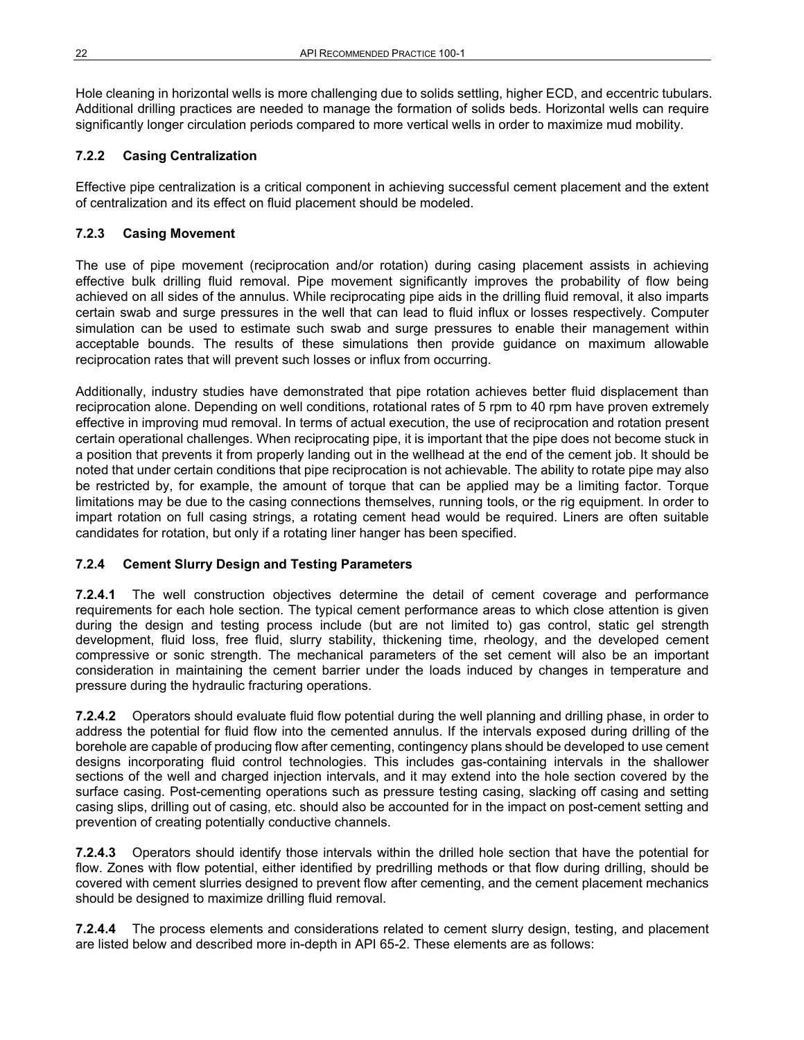Hole cleaning in horizontal wells is more challenging due to solids settling, higher ECD, and eccentric tubulars. Additional drilling practices are needed to manage the formation of solids beds. Horizontal wells can require significantly longer circulation periods compared to more vertical wells in order to maximize mud mobility.

### 7.2.2 Casing Centralization

Effective pipe centralization is a critical component in achieving successful cement placement and the extent of centralization and its effect on fluid placement should be modeled.

### 7.2.3 Casing Movement

The use of pipe movement (reciprocation and/or rotation) during casing placement assists in achieving effective bulk drilling fluid removal. Pipe movement significantly improves the probability of flow being achieved on all sides of the annulus. While reciprocating pipe aids in the drilling fluid removal, it also imparts certain swab and surge pressures in the well that can lead to fluid influx or losses respectively. Computer simulation can be used to estimate such swab and surge pressures to enable their management within acceptable bounds. The results of these simulations then provide guidance on maximum allowable reciprocation rates that will prevent such losses or influx from occurring.

Additionally, industry studies have demonstrated that pipe rotation achieves better fluid displacement than reciprocation alone. Depending on well conditions, rotational rates of 5 rpm to 40 rpm have proven extremely effective in improving mud removal. In terms of actual execution, the use of reciprocation and rotation present certain operational challenges. When reciprocating pipe, it is important that the pipe does not become stuck in a position that prevents it from properly landing out in the wellhead at the end of the cement job. It should be noted that under certain conditions that pipe reciprocation is not achievable. The ability to rotate pipe may also be restricted by, for example, the amount of torque that can be applied may be a limiting factor. Torque limitations may be due to the casing connections themselves, running tools, or the rig equipment. In order to impart rotation on full casing strings, a rotating cement head would be required. Liners are often suitable candidates for rotation, but only if a rotating liner hanger has been specified.

### 7.2.4 Cement Slurry Design and Testing Parameters

**7.2.4.1** The well construction objectives determine the detail of cement coverage and performance requirements for each hole section. The typical cement performance areas to which close attention is given during the design and testing process include (but are not limited to) gas control, static gel strength development, fluid loss, free fluid, slurry stability, thickening time, rheology, and the developed cement compressive or sonic strength. The mechanical parameters of the set cement will also be an important consideration in maintaining the cement barrier under the loads induced by changes in temperature and pressure during the hydraulic fracturing operations.

**7.2.4.2** Operators should evaluate fluid flow potential during the well planning and drilling phase, in order to address the potential for fluid flow into the cemented annulus. If the intervals exposed during drilling of the borehole are capable of producing flow after cementing, contingency plans should be developed to use cement designs incorporating fluid control technologies. This includes gas-containing intervals in the shallower sections of the well and charged injection intervals, and it may extend into the hole section covered by the surface casing. Post-cementing operations such as pressure testing casing, slacking off casing and setting casing slips, drilling out of casing, etc. should also be accounted for in the impact on post-cement setting and prevention of creating potentially conductive channels.

**7.2.4.3** Operators should identify those intervals within the drilled hole section that have the potential for flow. Zones with flow potential, either identified by predrilling methods or that flow during drilling, should be covered with cement slurries designed to prevent flow after cementing, and the cement placement mechanics should be designed to maximize drilling fluid removal.

**7.2.4.4** The process elements and considerations related to cement slurry design, testing, and placement are listed below and described more in-depth in API 65-2. These elements are as follows: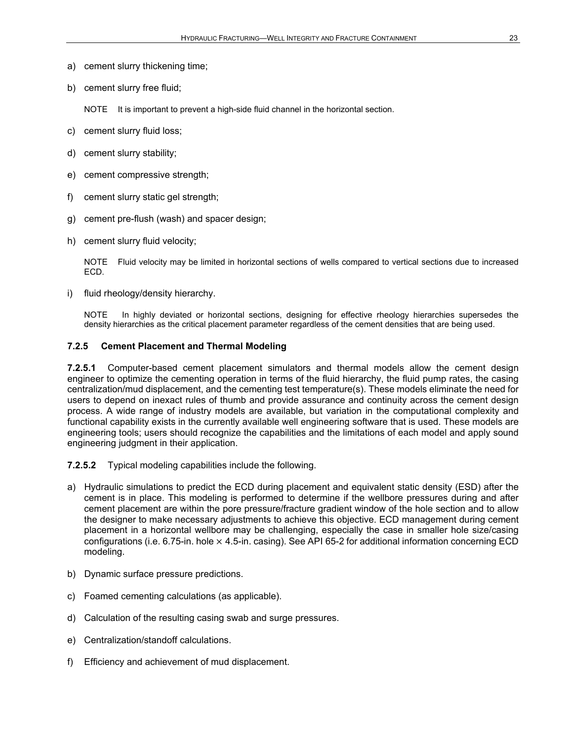a) cement slurry thickening time;

b) cement slurry free fluid;

NOTE It is important to prevent a high-side fluid channel in the horizontal section.

c) cement slurry fluid loss;

d) cement slurry stability;

e) cement compressive strength;

f) cement slurry static gel strength;

g) cement pre-flush (wash) and spacer design;

h) cement slurry fluid velocity;

NOTE Fluid velocity may be limited in horizontal sections of wells compared to vertical sections due to increased ECD.

i) fluid rheology/density hierarchy.

NOTE In highly deviated or horizontal sections, designing for effective rheology hierarchies supersedes the density hierarchies as the critical placement parameter regardless of the cement densities that are being used.

### 7.2.5 Cement Placement and Thermal Modeling

**7.2.5.1** Computer-based cement placement simulators and thermal models allow the cement design engineer to optimize the cementing operation in terms of the fluid hierarchy, the fluid pump rates, the casing centralization/mud displacement, and the cementing test temperature(s). These models eliminate the need for users to depend on inexact rules of thumb and provide assurance and continuity across the cement design process. A wide range of industry models are available, but variation in the computational complexity and functional capability exists in the currently available well engineering software that is used. These models are engineering tools; users should recognize the capabilities and the limitations of each model and apply sound engineering judgment in their application.

**7.2.5.2** Typical modeling capabilities include the following.

a) Hydraulic simulations to predict the ECD during placement and equivalent static density (ESD) after the cement is in place. This modeling is performed to determine if the wellbore pressures during and after cement placement are within the pore pressure/fracture gradient window of the hole section and to allow the designer to make necessary adjustments to achieve this objective. ECD management during cement placement in a horizontal wellbore may be challenging, especially the case in smaller hole size/casing configurations (i.e. 6.75-in. hole × 4.5-in. casing). See API 65-2 for additional information concerning ECD modeling.

b) Dynamic surface pressure predictions.

c) Foamed cementing calculations (as applicable).

d) Calculation of the resulting casing swab and surge pressures.

e) Centralization/standoff calculations.

f) Efficiency and achievement of mud displacement.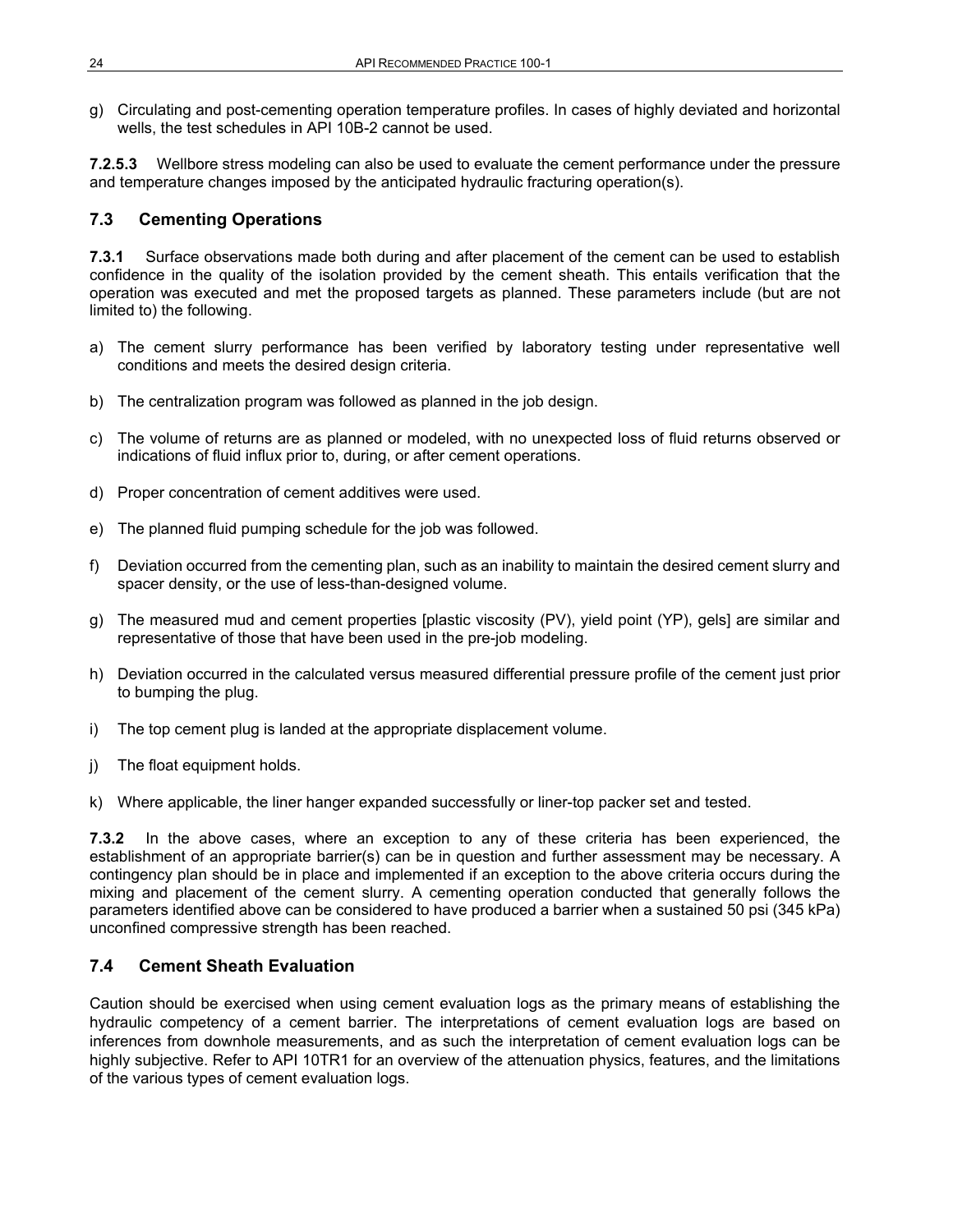g) Circulating and post-cementing operation temperature profiles. In cases of highly deviated and horizontal wells, the test schedules in API 10B-2 cannot be used.

**7.2.5.3** Wellbore stress modeling can also be used to evaluate the cement performance under the pressure and temperature changes imposed by the anticipated hydraulic fracturing operation(s).

## 7.3 Cementing Operations

**7.3.1** Surface observations made both during and after placement of the cement can be used to establish confidence in the quality of the isolation provided by the cement sheath. This entails verification that the operation was executed and met the proposed targets as planned. These parameters include (but are not limited to) the following.

a) The cement slurry performance has been verified by laboratory testing under representative well conditions and meets the desired design criteria.

b) The centralization program was followed as planned in the job design.

c) The volume of returns are as planned or modeled, with no unexpected loss of fluid returns observed or indications of fluid influx prior to, during, or after cement operations.

d) Proper concentration of cement additives were used.

e) The planned fluid pumping schedule for the job was followed.

f) Deviation occurred from the cementing plan, such as an inability to maintain the desired cement slurry and spacer density, or the use of less-than-designed volume.

g) The measured mud and cement properties [plastic viscosity (PV), yield point (YP), gels] are similar and representative of those that have been used in the pre-job modeling.

h) Deviation occurred in the calculated versus measured differential pressure profile of the cement just prior to bumping the plug.

i) The top cement plug is landed at the appropriate displacement volume.

j) The float equipment holds.

k) Where applicable, the liner hanger expanded successfully or liner-top packer set and tested.

**7.3.2** In the above cases, where an exception to any of these criteria has been experienced, the establishment of an appropriate barrier(s) can be in question and further assessment may be necessary. A contingency plan should be in place and implemented if an exception to the above criteria occurs during the mixing and placement of the cement slurry. A cementing operation conducted that generally follows the parameters identified above can be considered to have produced a barrier when a sustained 50 psi (345 kPa) unconfined compressive strength has been reached.

## 7.4 Cement Sheath Evaluation

Caution should be exercised when using cement evaluation logs as the primary means of establishing the hydraulic competency of a cement barrier. The interpretations of cement evaluation logs are based on inferences from downhole measurements, and as such the interpretation of cement evaluation logs can be highly subjective. Refer to API 10TR1 for an overview of the attenuation physics, features, and the limitations of the various types of cement evaluation logs.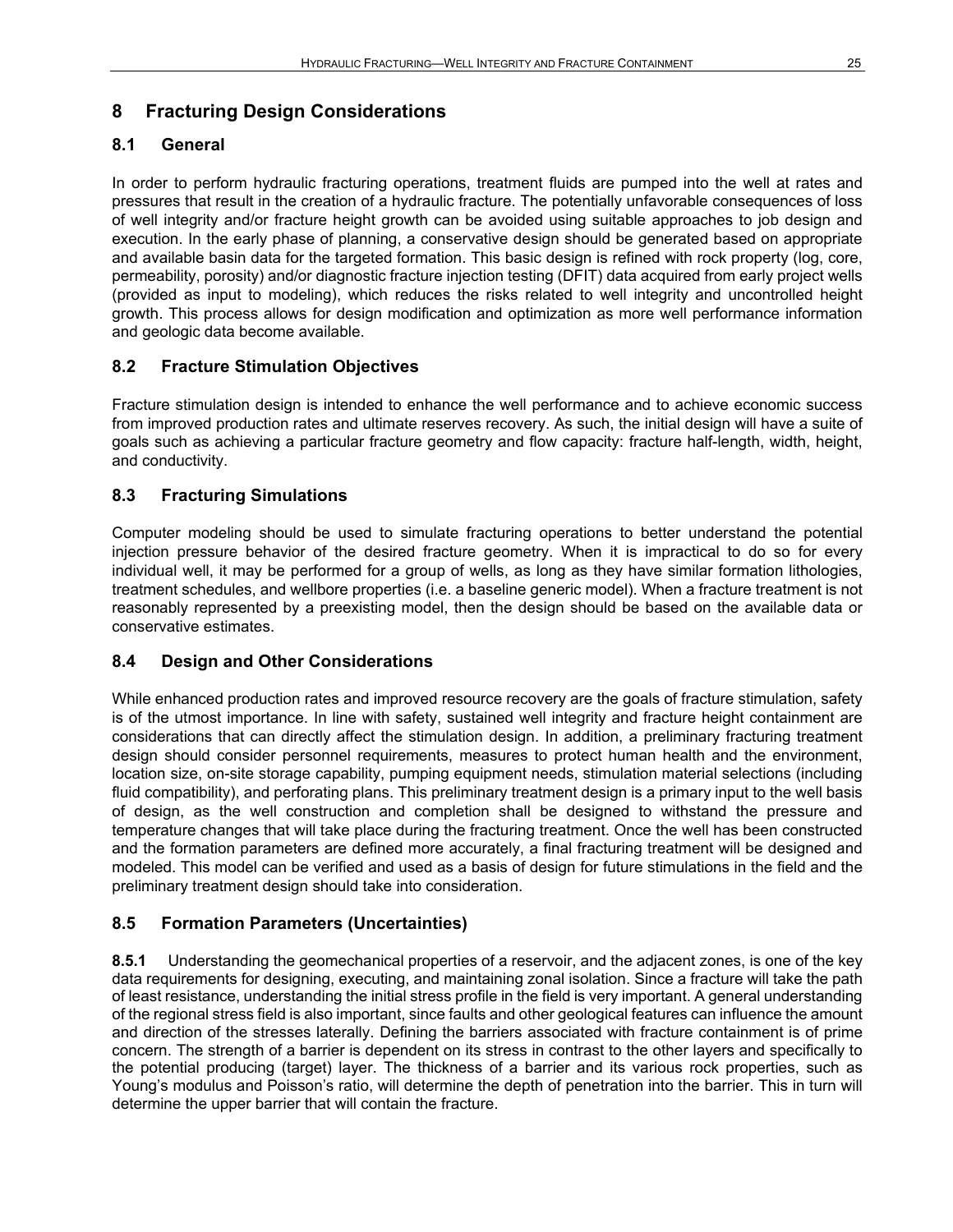## 8 Fracturing Design Considerations

### 8.1 General

In order to perform hydraulic fracturing operations, treatment fluids are pumped into the well at rates and pressures that result in the creation of a hydraulic fracture. The potentially unfavorable consequences of loss of well integrity and/or fracture height growth can be avoided using suitable approaches to job design and execution. In the early phase of planning, a conservative design should be generated based on appropriate and available basin data for the targeted formation. This basic design is refined with rock property (log, core, permeability, porosity) and/or diagnostic fracture injection testing (DFIT) data acquired from early project wells (provided as input to modeling), which reduces the risks related to well integrity and uncontrolled height growth. This process allows for design modification and optimization as more well performance information and geologic data become available.

### 8.2 Fracture Stimulation Objectives

Fracture stimulation design is intended to enhance the well performance and to achieve economic success from improved production rates and ultimate reserves recovery. As such, the initial design will have a suite of goals such as achieving a particular fracture geometry and flow capacity: fracture half-length, width, height, and conductivity.

### 8.3 Fracturing Simulations

Computer modeling should be used to simulate fracturing operations to better understand the potential injection pressure behavior of the desired fracture geometry. When it is impractical to do so for every individual well, it may be performed for a group of wells, as long as they have similar formation lithologies, treatment schedules, and wellbore properties (i.e. a baseline generic model). When a fracture treatment is not reasonably represented by a preexisting model, then the design should be based on the available data or conservative estimates.

### 8.4 Design and Other Considerations

While enhanced production rates and improved resource recovery are the goals of fracture stimulation, safety is of the utmost importance. In line with safety, sustained well integrity and fracture height containment are considerations that can directly affect the stimulation design. In addition, a preliminary fracturing treatment design should consider personnel requirements, measures to protect human health and the environment, location size, on-site storage capability, pumping equipment needs, stimulation material selections (including fluid compatibility), and perforating plans. This preliminary treatment design is a primary input to the well basis of design, as the well construction and completion shall be designed to withstand the pressure and temperature changes that will take place during the fracturing treatment. Once the well has been constructed and the formation parameters are defined more accurately, a final fracturing treatment will be designed and modeled. This model can be verified and used as a basis of design for future stimulations in the field and the preliminary treatment design should take into consideration.

### 8.5 Formation Parameters (Uncertainties)

**8.5.1** Understanding the geomechanical properties of a reservoir, and the adjacent zones, is one of the key data requirements for designing, executing, and maintaining zonal isolation. Since a fracture will take the path of least resistance, understanding the initial stress profile in the field is very important. A general understanding of the regional stress field is also important, since faults and other geological features can influence the amount and direction of the stresses laterally. Defining the barriers associated with fracture containment is of prime concern. The strength of a barrier is dependent on its stress in contrast to the other layers and specifically to the potential producing (target) layer. The thickness of a barrier and its various rock properties, such as Young's modulus and Poisson's ratio, will determine the depth of penetration into the barrier. This in turn will determine the upper barrier that will contain the fracture.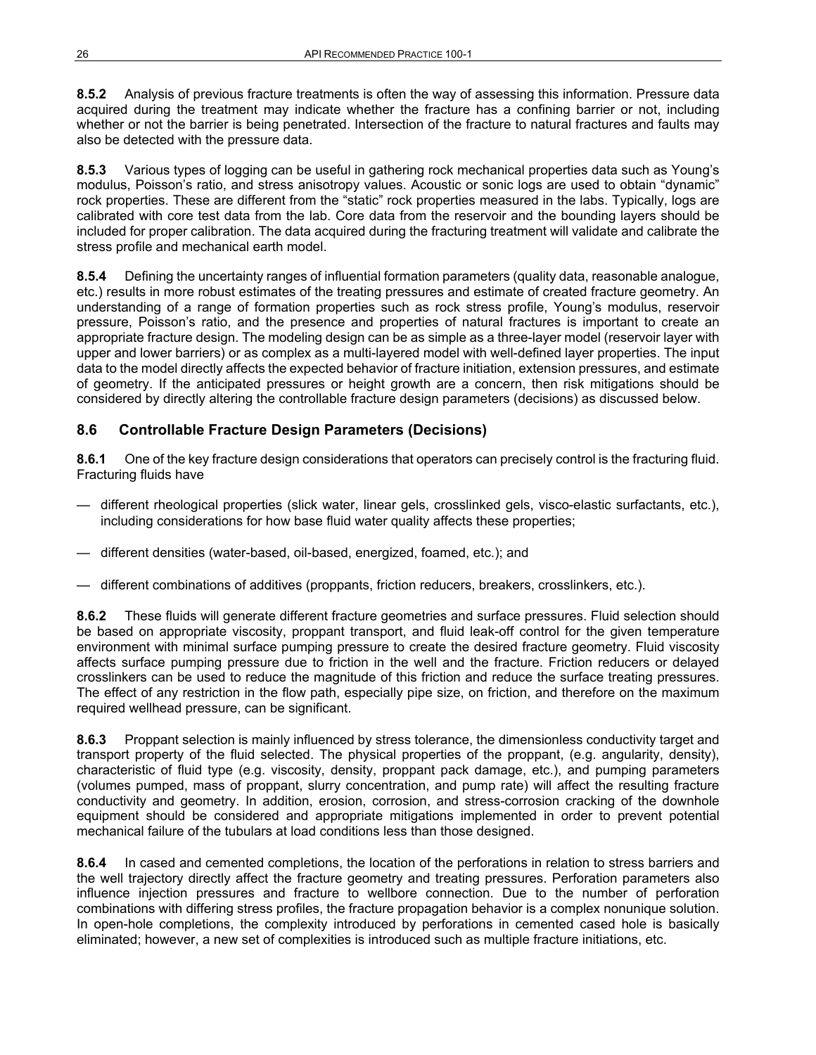**8.5.2** Analysis of previous fracture treatments is often the way of assessing this information. Pressure data acquired during the treatment may indicate whether the fracture has a confining barrier or not, including whether or not the barrier is being penetrated. Intersection of the fracture to natural fractures and faults may also be detected with the pressure data.

**8.5.3** Various types of logging can be useful in gathering rock mechanical properties data such as Young's modulus, Poisson's ratio, and stress anisotropy values. Acoustic or sonic logs are used to obtain "dynamic" rock properties. These are different from the "static" rock properties measured in the labs. Typically, logs are calibrated with core test data from the lab. Core data from the reservoir and the bounding layers should be included for proper calibration. The data acquired during the fracturing treatment will validate and calibrate the stress profile and mechanical earth model.

**8.5.4** Defining the uncertainty ranges of influential formation parameters (quality data, reasonable analogue, etc.) results in more robust estimates of the treating pressures and estimate of created fracture geometry. An understanding of a range of formation properties such as rock stress profile, Young's modulus, reservoir pressure, Poisson's ratio, and the presence and properties of natural fractures is important to create an appropriate fracture design. The modeling design can be as simple as a three-layer model (reservoir layer with upper and lower barriers) or as complex as a multi-layered model with well-defined layer properties. The input data to the model directly affects the expected behavior of fracture initiation, extension pressures, and estimate of geometry. If the anticipated pressures or height growth are a concern, then risk mitigations should be considered by directly altering the controllable fracture design parameters (decisions) as discussed below.

## 8.6 Controllable Fracture Design Parameters (Decisions)

**8.6.1** One of the key fracture design considerations that operators can precisely control is the fracturing fluid. Fracturing fluids have

— different rheological properties (slick water, linear gels, crosslinked gels, visco-elastic surfactants, etc.), including considerations for how base fluid water quality affects these properties;

— different densities (water-based, oil-based, energized, foamed, etc.); and

— different combinations of additives (proppants, friction reducers, breakers, crosslinkers, etc.).

**8.6.2** These fluids will generate different fracture geometries and surface pressures. Fluid selection should be based on appropriate viscosity, proppant transport, and fluid leak-off control for the given temperature environment with minimal surface pumping pressure to create the desired fracture geometry. Fluid viscosity affects surface pumping pressure due to friction in the well and the fracture. Friction reducers or delayed crosslinkers can be used to reduce the magnitude of this friction and reduce the surface treating pressures. The effect of any restriction in the flow path, especially pipe size, on friction, and therefore on the maximum required wellhead pressure, can be significant.

**8.6.3** Proppant selection is mainly influenced by stress tolerance, the dimensionless conductivity target and transport property of the fluid selected. The physical properties of the proppant, (e.g. angularity, density), characteristic of fluid type (e.g. viscosity, density, proppant pack damage, etc.), and pumping parameters (volumes pumped, mass of proppant, slurry concentration, and pump rate) will affect the resulting fracture conductivity and geometry. In addition, erosion, corrosion, and stress-corrosion cracking of the downhole equipment should be considered and appropriate mitigations implemented in order to prevent potential mechanical failure of the tubulars at load conditions less than those designed.

**8.6.4** In cased and cemented completions, the location of the perforations in relation to stress barriers and the well trajectory directly affect the fracture geometry and treating pressures. Perforation parameters also influence injection pressures and fracture to wellbore connection. Due to the number of perforation combinations with differing stress profiles, the fracture propagation behavior is a complex nonunique solution. In open-hole completions, the complexity introduced by perforations in cemented cased hole is basically eliminated; however, a new set of complexities is introduced such as multiple fracture initiations, etc.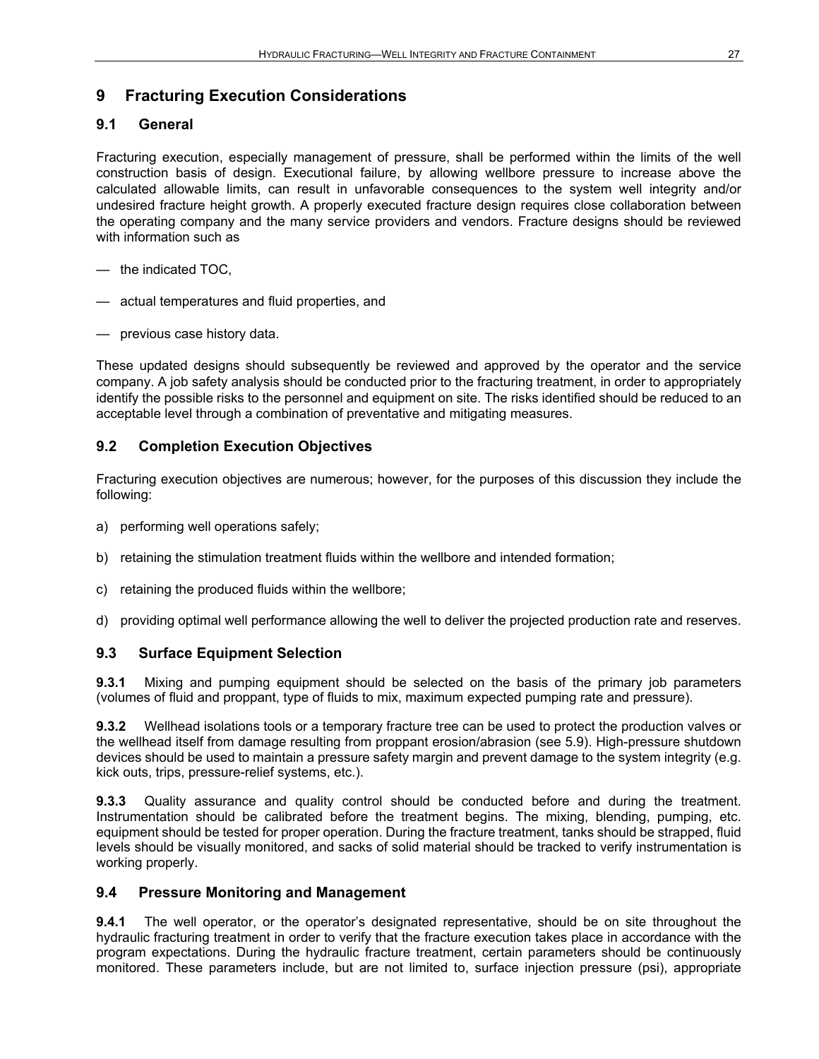## 9 Fracturing Execution Considerations

### 9.1 General

Fracturing execution, especially management of pressure, shall be performed within the limits of the well construction basis of design. Executional failure, by allowing wellbore pressure to increase above the calculated allowable limits, can result in unfavorable consequences to the system well integrity and/or undesired fracture height growth. A properly executed fracture design requires close collaboration between the operating company and the many service providers and vendors. Fracture designs should be reviewed with information such as

— the indicated TOC,

— actual temperatures and fluid properties, and

— previous case history data.

These updated designs should subsequently be reviewed and approved by the operator and the service company. A job safety analysis should be conducted prior to the fracturing treatment, in order to appropriately identify the possible risks to the personnel and equipment on site. The risks identified should be reduced to an acceptable level through a combination of preventative and mitigating measures.

### 9.2 Completion Execution Objectives

Fracturing execution objectives are numerous; however, for the purposes of this discussion they include the following:

a) performing well operations safely;

b) retaining the stimulation treatment fluids within the wellbore and intended formation;

c) retaining the produced fluids within the wellbore;

d) providing optimal well performance allowing the well to deliver the projected production rate and reserves.

### 9.3 Surface Equipment Selection

**9.3.1** Mixing and pumping equipment should be selected on the basis of the primary job parameters (volumes of fluid and proppant, type of fluids to mix, maximum expected pumping rate and pressure).

**9.3.2** Wellhead isolations tools or a temporary fracture tree can be used to protect the production valves or the wellhead itself from damage resulting from proppant erosion/abrasion (see 5.9). High-pressure shutdown devices should be used to maintain a pressure safety margin and prevent damage to the system integrity (e.g. kick outs, trips, pressure-relief systems, etc.).

**9.3.3** Quality assurance and quality control should be conducted before and during the treatment. Instrumentation should be calibrated before the treatment begins. The mixing, blending, pumping, etc. equipment should be tested for proper operation. During the fracture treatment, tanks should be strapped, fluid levels should be visually monitored, and sacks of solid material should be tracked to verify instrumentation is working properly.

### 9.4 Pressure Monitoring and Management

**9.4.1** The well operator, or the operator's designated representative, should be on site throughout the hydraulic fracturing treatment in order to verify that the fracture execution takes place in accordance with the program expectations. During the hydraulic fracture treatment, certain parameters should be continuously monitored. These parameters include, but are not limited to, surface injection pressure (psi), appropriate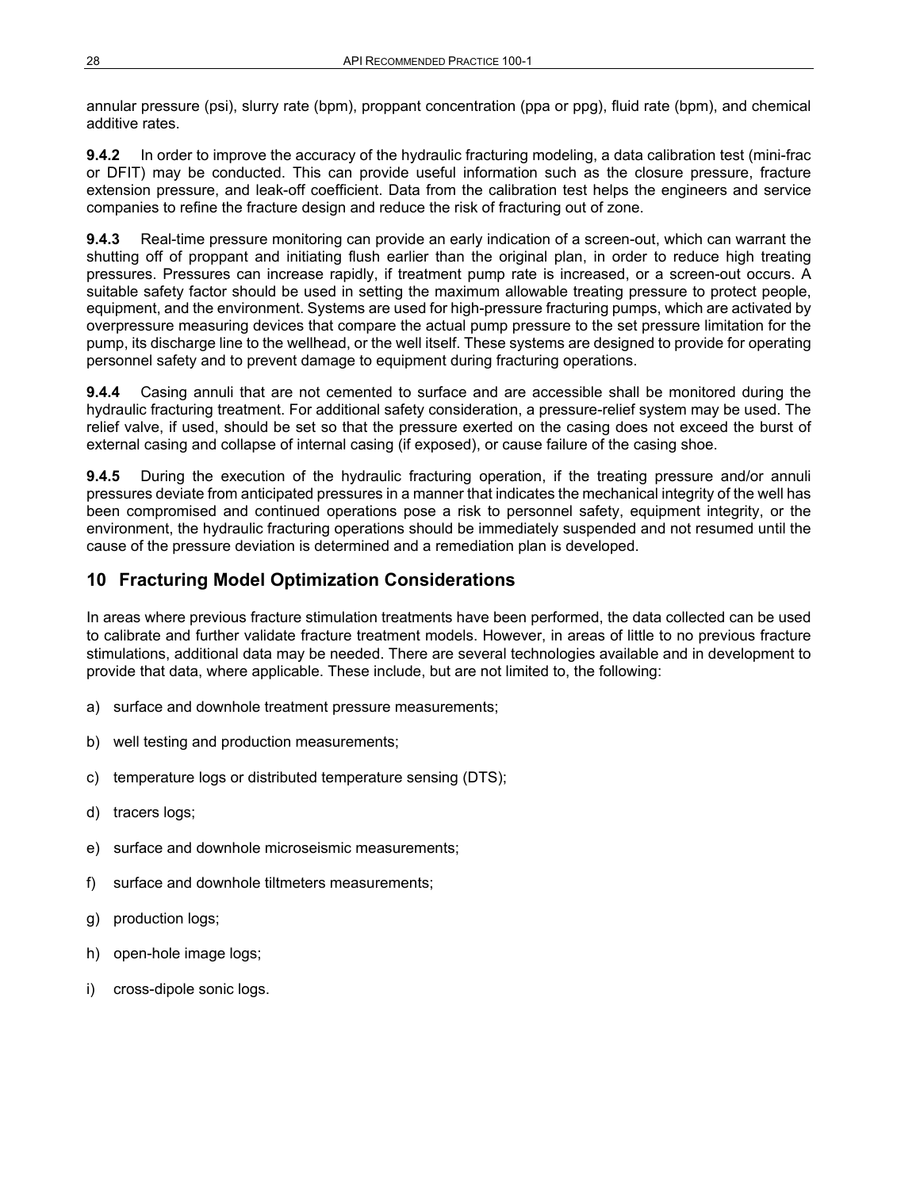annular pressure (psi), slurry rate (bpm), proppant concentration (ppa or ppg), fluid rate (bpm), and chemical additive rates.

**9.4.2** In order to improve the accuracy of the hydraulic fracturing modeling, a data calibration test (mini-frac or DFIT) may be conducted. This can provide useful information such as the closure pressure, fracture extension pressure, and leak-off coefficient. Data from the calibration test helps the engineers and service companies to refine the fracture design and reduce the risk of fracturing out of zone.

**9.4.3** Real-time pressure monitoring can provide an early indication of a screen-out, which can warrant the shutting off of proppant and initiating flush earlier than the original plan, in order to reduce high treating pressures. Pressures can increase rapidly, if treatment pump rate is increased, or a screen-out occurs. A suitable safety factor should be used in setting the maximum allowable treating pressure to protect people, equipment, and the environment. Systems are used for high-pressure fracturing pumps, which are activated by overpressure measuring devices that compare the actual pump pressure to the set pressure limitation for the pump, its discharge line to the wellhead, or the well itself. These systems are designed to provide for operating personnel safety and to prevent damage to equipment during fracturing operations.

**9.4.4** Casing annuli that are not cemented to surface and are accessible shall be monitored during the hydraulic fracturing treatment. For additional safety consideration, a pressure-relief system may be used. The relief valve, if used, should be set so that the pressure exerted on the casing does not exceed the burst of external casing and collapse of internal casing (if exposed), or cause failure of the casing shoe.

**9.4.5** During the execution of the hydraulic fracturing operation, if the treating pressure and/or annuli pressures deviate from anticipated pressures in a manner that indicates the mechanical integrity of the well has been compromised and continued operations pose a risk to personnel safety, equipment integrity, or the environment, the hydraulic fracturing operations should be immediately suspended and not resumed until the cause of the pressure deviation is determined and a remediation plan is developed.

## 10 Fracturing Model Optimization Considerations

In areas where previous fracture stimulation treatments have been performed, the data collected can be used to calibrate and further validate fracture treatment models. However, in areas of little to no previous fracture stimulations, additional data may be needed. There are several technologies available and in development to provide that data, where applicable. These include, but are not limited to, the following:

a) surface and downhole treatment pressure measurements;

b) well testing and production measurements;

c) temperature logs or distributed temperature sensing (DTS);

d) tracers logs;

e) surface and downhole microseismic measurements;

f) surface and downhole tiltmeters measurements;

g) production logs;

h) open-hole image logs;

i) cross-dipole sonic logs.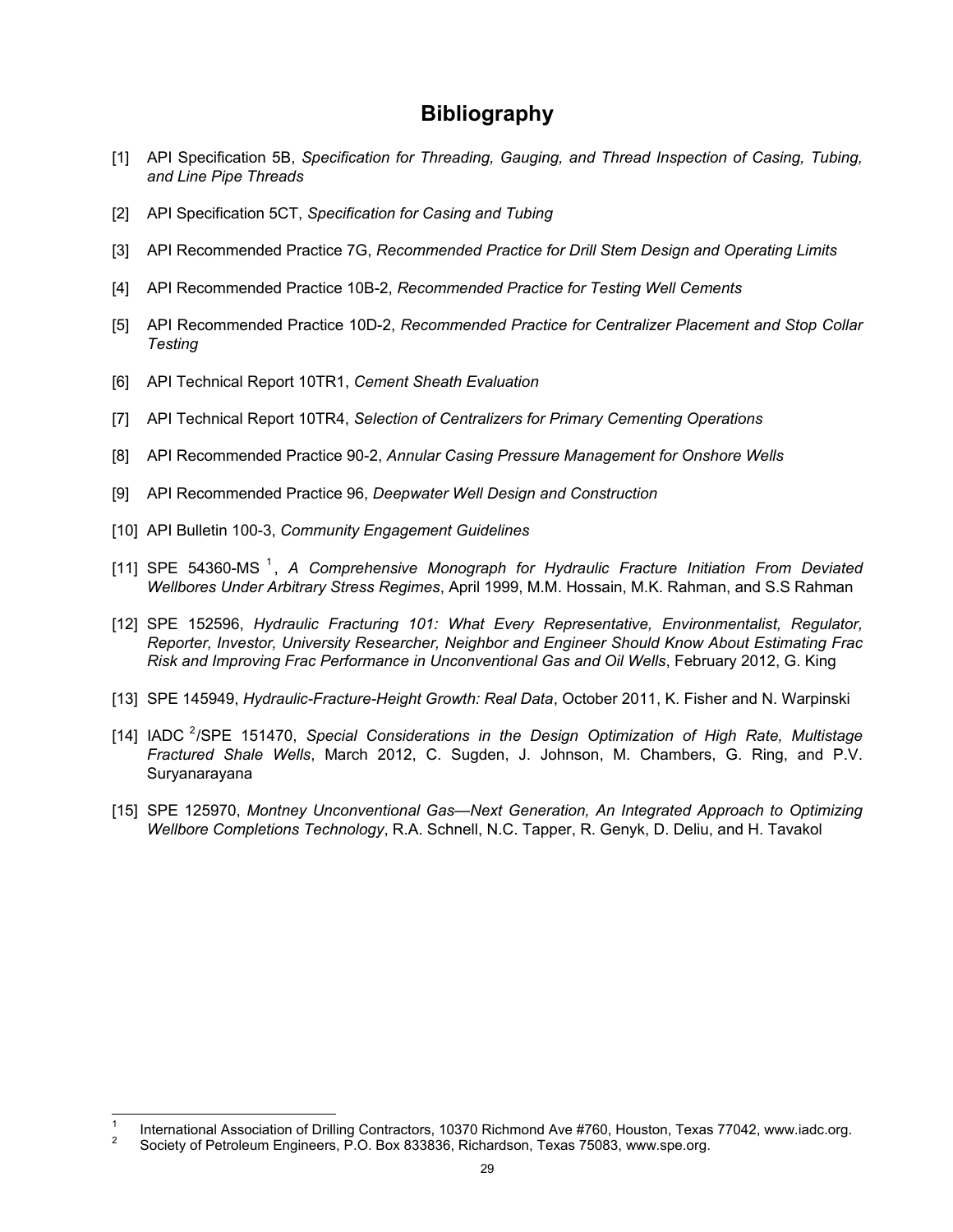# Bibliography

[1] API Specification 5B, *Specification for Threading, Gauging, and Thread Inspection of Casing, Tubing, and Line Pipe Threads*

[2] API Specification 5CT, *Specification for Casing and Tubing*

[3] API Recommended Practice 7G, *Recommended Practice for Drill Stem Design and Operating Limits*

[4] API Recommended Practice 10B-2, *Recommended Practice for Testing Well Cements*

[5] API Recommended Practice 10D-2, *Recommended Practice for Centralizer Placement and Stop Collar Testing*

[6] API Technical Report 10TR1, *Cement Sheath Evaluation*

[7] API Technical Report 10TR4, *Selection of Centralizers for Primary Cementing Operations*

[8] API Recommended Practice 90-2, *Annular Casing Pressure Management for Onshore Wells*

[9] API Recommended Practice 96, *Deepwater Well Design and Construction*

[10] API Bulletin 100-3, *Community Engagement Guidelines*

[11] SPE 54360-MS [1], *A Comprehensive Monograph for Hydraulic Fracture Initiation From Deviated Wellbores Under Arbitrary Stress Regimes*, April 1999, M.M. Hossain, M.K. Rahman, and S.S Rahman

[12] SPE 152596, *Hydraulic Fracturing 101: What Every Representative, Environmentalist, Regulator, Reporter, Investor, University Researcher, Neighbor and Engineer Should Know About Estimating Frac Risk and Improving Frac Performance in Unconventional Gas and Oil Wells*, February 2012, G. King

[13] SPE 145949, *Hydraulic-Fracture-Height Growth: Real Data*, October 2011, K. Fisher and N. Warpinski

[14] IADC [2]/SPE 151470, *Special Considerations in the Design Optimization of High Rate, Multistage Fractured Shale Wells*, March 2012, C. Sugden, J. Johnson, M. Chambers, G. Ring, and P.V. Suryanarayana

[15] SPE 125970, *Montney Unconventional Gas—Next Generation, An Integrated Approach to Optimizing Wellbore Completions Technology*, R.A. Schnell, N.C. Tapper, R. Genyk, D. Deliu, and H. Tavakol

---

[1] International Association of Drilling Contractors, 10370 Richmond Ave #760, Houston, Texas 77042, www.iadc.org.

[2] Society of Petroleum Engineers, P.O. Box 833836, Richardson, Texas 75083, www.spe.org.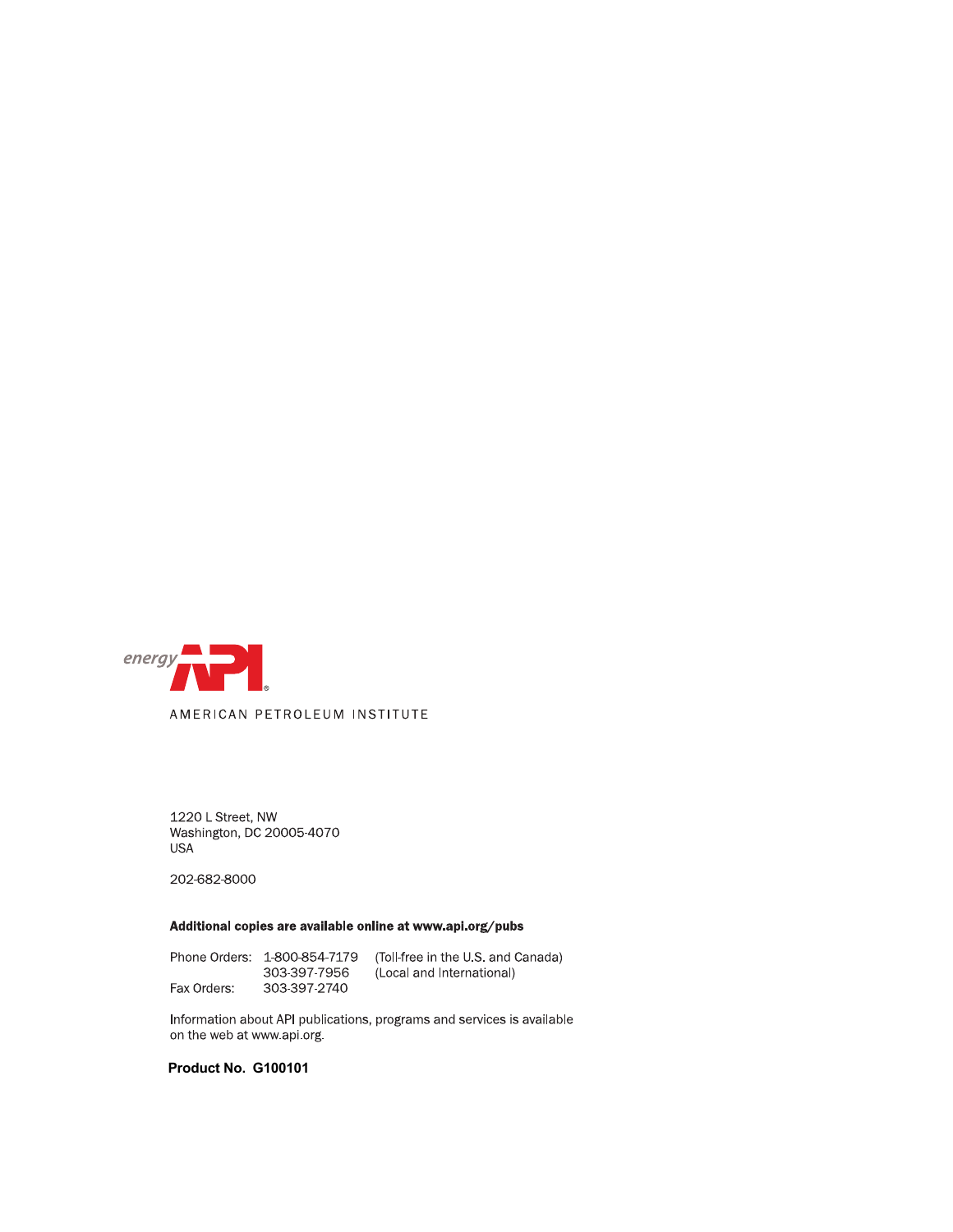energy API

AMERICAN PETROLEUM INSTITUTE

1220 L Street, NW
Washington, DC 20005-4070
USA

202-682-8000

**Additional copies are available online at www.api.org/pubs**

| | | |
|---|---|---|
| Phone Orders: | 1-800-854-7179 | (Toll-free in the U.S. and Canada) |
| | 303-397-7956 | (Local and International) |
| Fax Orders: | 303-397-2740 | |

Information about API publications, programs and services is available on the web at www.api.org.

**Product No. G100101**